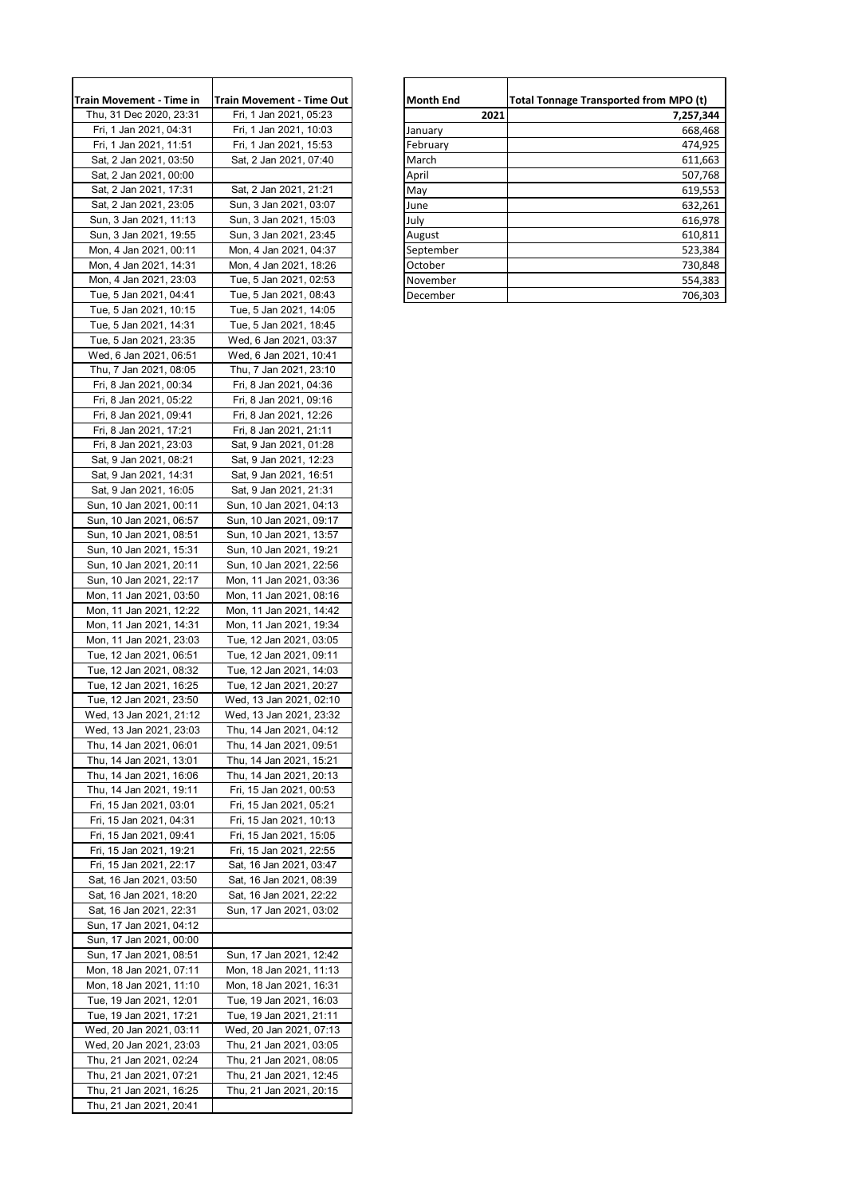| Train Movement - Time in | Train Movement - Time Out |
|---|---|
| Thu, 31 Dec 2020, 23:31 | Fri, 1 Jan 2021, 05:23 |
| Fri, 1 Jan 2021, 04:31 | Fri, 1 Jan 2021, 10:03 |
| Fri, 1 Jan 2021, 11:51 | Fri, 1 Jan 2021, 15:53 |
| Sat, 2 Jan 2021, 03:50 | Sat, 2 Jan 2021, 07:40 |
| Sat, 2 Jan 2021, 00:00 | |
| Sat, 2 Jan 2021, 17:31 | Sat, 2 Jan 2021, 21:21 |
| Sat, 2 Jan 2021, 23:05 | Sun, 3 Jan 2021, 03:07 |
| Sun, 3 Jan 2021, 11:13 | Sun, 3 Jan 2021, 15:03 |
| Sun, 3 Jan 2021, 19:55 | Sun, 3 Jan 2021, 23:45 |
| Mon, 4 Jan 2021, 00:11 | Mon, 4 Jan 2021, 04:37 |
| Mon, 4 Jan 2021, 14:31 | Mon, 4 Jan 2021, 18:26 |
| Mon, 4 Jan 2021, 23:03 | Tue, 5 Jan 2021, 02:53 |
| Tue, 5 Jan 2021, 04:41 | Tue, 5 Jan 2021, 08:43 |
| Tue, 5 Jan 2021, 10:15 | Tue, 5 Jan 2021, 14:05 |
| Tue, 5 Jan 2021, 14:31 | Tue, 5 Jan 2021, 18:45 |
| Tue, 5 Jan 2021, 23:35 | Wed, 6 Jan 2021, 03:37 |
| Wed, 6 Jan 2021, 06:51 | Wed, 6 Jan 2021, 10:41 |
| Thu, 7 Jan 2021, 08:05 | Thu, 7 Jan 2021, 23:10 |
| Fri, 8 Jan 2021, 00:34 | Fri, 8 Jan 2021, 04:36 |
| Fri, 8 Jan 2021, 05:22 | Fri, 8 Jan 2021, 09:16 |
| Fri, 8 Jan 2021, 09:41 | Fri, 8 Jan 2021, 12:26 |
| Fri, 8 Jan 2021, 17:21 | Fri, 8 Jan 2021, 21:11 |
| Fri, 8 Jan 2021, 23:03 | Sat, 9 Jan 2021, 01:28 |
| Sat, 9 Jan 2021, 08:21 | Sat, 9 Jan 2021, 12:23 |
| Sat, 9 Jan 2021, 14:31 | Sat, 9 Jan 2021, 16:51 |
| Sat, 9 Jan 2021, 16:05 | Sat, 9 Jan 2021, 21:31 |
| Sun, 10 Jan 2021, 00:11 | Sun, 10 Jan 2021, 04:13 |
| Sun, 10 Jan 2021, 06:57 | Sun, 10 Jan 2021, 09:17 |
| Sun, 10 Jan 2021, 08:51 | Sun, 10 Jan 2021, 13:57 |
| Sun, 10 Jan 2021, 15:31 | Sun, 10 Jan 2021, 19:21 |
| Sun, 10 Jan 2021, 20:11 | Sun, 10 Jan 2021, 22:56 |
| Sun, 10 Jan 2021, 22:17 | Mon, 11 Jan 2021, 03:36 |
| Mon, 11 Jan 2021, 03:50 | Mon, 11 Jan 2021, 08:16 |
| Mon, 11 Jan 2021, 12:22 | Mon, 11 Jan 2021, 14:42 |
| Mon, 11 Jan 2021, 14:31 | Mon, 11 Jan 2021, 19:34 |
| Mon, 11 Jan 2021, 23:03 | Tue, 12 Jan 2021, 03:05 |
| Tue, 12 Jan 2021, 06:51 | Tue, 12 Jan 2021, 09:11 |
| Tue, 12 Jan 2021, 08:32 | Tue, 12 Jan 2021, 14:03 |
| Tue, 12 Jan 2021, 16:25 | Tue, 12 Jan 2021, 20:27 |
| Tue, 12 Jan 2021, 23:50 | Wed, 13 Jan 2021, 02:10 |
| Wed, 13 Jan 2021, 21:12 | Wed, 13 Jan 2021, 23:32 |
| Wed, 13 Jan 2021, 23:03 | Thu, 14 Jan 2021, 04:12 |
| Thu, 14 Jan 2021, 06:01 | Thu, 14 Jan 2021, 09:51 |
| Thu, 14 Jan 2021, 13:01 | Thu, 14 Jan 2021, 15:21 |
| Thu, 14 Jan 2021, 16:06 | Thu, 14 Jan 2021, 20:13 |
| Thu, 14 Jan 2021, 19:11 | Fri, 15 Jan 2021, 00:53 |
| Fri, 15 Jan 2021, 03:01 | Fri, 15 Jan 2021, 05:21 |
| Fri, 15 Jan 2021, 04:31 | Fri, 15 Jan 2021, 10:13 |
| Fri, 15 Jan 2021, 09:41 | Fri, 15 Jan 2021, 15:05 |
| Fri, 15 Jan 2021, 19:21 | Fri, 15 Jan 2021, 22:55 |
| Fri, 15 Jan 2021, 22:17 | Sat, 16 Jan 2021, 03:47 |
| Sat, 16 Jan 2021, 03:50 | Sat, 16 Jan 2021, 08:39 |
| Sat, 16 Jan 2021, 18:20 | Sat, 16 Jan 2021, 22:22 |
| Sat, 16 Jan 2021, 22:31 | Sun, 17 Jan 2021, 03:02 |
| Sun, 17 Jan 2021, 04:12 | |
| Sun, 17 Jan 2021, 00:00 | |
| Sun, 17 Jan 2021, 08:51 | Sun, 17 Jan 2021, 12:42 |
| Mon, 18 Jan 2021, 07:11 | Mon, 18 Jan 2021, 11:13 |
| Mon, 18 Jan 2021, 11:10 | Mon, 18 Jan 2021, 16:31 |
| Tue, 19 Jan 2021, 12:01 | Tue, 19 Jan 2021, 16:03 |
| Tue, 19 Jan 2021, 17:21 | Tue, 19 Jan 2021, 21:11 |
| Wed, 20 Jan 2021, 03:11 | Wed, 20 Jan 2021, 07:13 |
| Wed, 20 Jan 2021, 23:03 | Thu, 21 Jan 2021, 03:05 |
| Thu, 21 Jan 2021, 02:24 | Thu, 21 Jan 2021, 08:05 |
| Thu, 21 Jan 2021, 07:21 | Thu, 21 Jan 2021, 12:45 |
| Thu, 21 Jan 2021, 16:25 | Thu, 21 Jan 2021, 20:15 |
| Thu, 21 Jan 2021, 20:41 | |

| Month End | Total Tonnage Transported from MPO (t) |
|---|---|
| 2021 | 7,257,344 |
| January | 668,468 |
| February | 474,925 |
| March | 611,663 |
| April | 507,768 |
| May | 619,553 |
| June | 632,261 |
| July | 616,978 |
| August | 610,811 |
| September | 523,384 |
| October | 730,848 |
| November | 554,383 |
| December | 706,303 |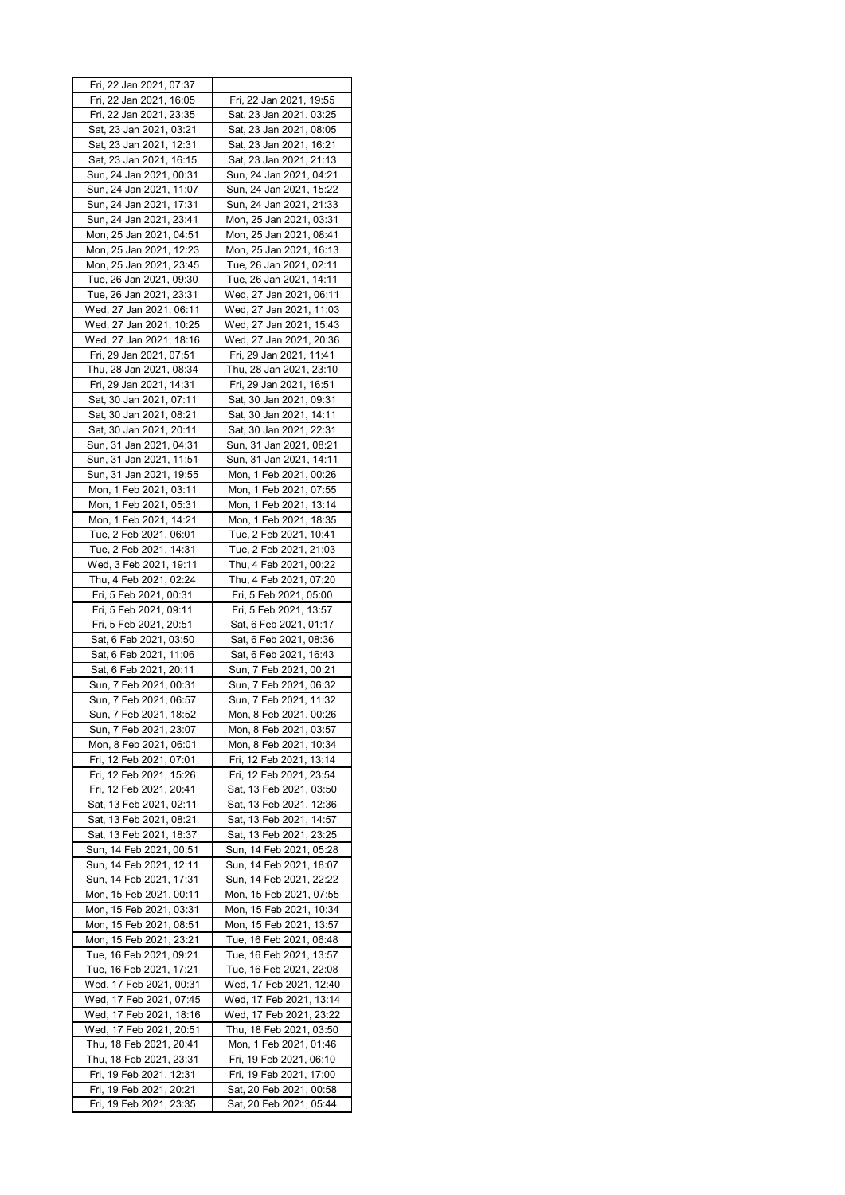| Fri, 22 Jan 2021, 07:37 | |
|---|---|
| Fri, 22 Jan 2021, 16:05 | Fri, 22 Jan 2021, 19:55 |
| Fri, 22 Jan 2021, 23:35 | Sat, 23 Jan 2021, 03:25 |
| Sat, 23 Jan 2021, 03:21 | Sat, 23 Jan 2021, 08:05 |
| Sat, 23 Jan 2021, 12:31 | Sat, 23 Jan 2021, 16:21 |
| Sat, 23 Jan 2021, 16:15 | Sat, 23 Jan 2021, 21:13 |
| Sun, 24 Jan 2021, 00:31 | Sun, 24 Jan 2021, 04:21 |
| Sun, 24 Jan 2021, 11:07 | Sun, 24 Jan 2021, 15:22 |
| Sun, 24 Jan 2021, 17:31 | Sun, 24 Jan 2021, 21:33 |
| Sun, 24 Jan 2021, 23:41 | Mon, 25 Jan 2021, 03:31 |
| Mon, 25 Jan 2021, 04:51 | Mon, 25 Jan 2021, 08:41 |
| Mon, 25 Jan 2021, 12:23 | Mon, 25 Jan 2021, 16:13 |
| Mon, 25 Jan 2021, 23:45 | Tue, 26 Jan 2021, 02:11 |
| Tue, 26 Jan 2021, 09:30 | Tue, 26 Jan 2021, 14:11 |
| Tue, 26 Jan 2021, 23:31 | Wed, 27 Jan 2021, 06:11 |
| Wed, 27 Jan 2021, 06:11 | Wed, 27 Jan 2021, 11:03 |
| Wed, 27 Jan 2021, 10:25 | Wed, 27 Jan 2021, 15:43 |
| Wed, 27 Jan 2021, 18:16 | Wed, 27 Jan 2021, 20:36 |
| Fri, 29 Jan 2021, 07:51 | Fri, 29 Jan 2021, 11:41 |
| Thu, 28 Jan 2021, 08:34 | Thu, 28 Jan 2021, 23:10 |
| Fri, 29 Jan 2021, 14:31 | Fri, 29 Jan 2021, 16:51 |
| Sat, 30 Jan 2021, 07:11 | Sat, 30 Jan 2021, 09:31 |
| Sat, 30 Jan 2021, 08:21 | Sat, 30 Jan 2021, 14:11 |
| Sat, 30 Jan 2021, 20:11 | Sat, 30 Jan 2021, 22:31 |
| Sun, 31 Jan 2021, 04:31 | Sun, 31 Jan 2021, 08:21 |
| Sun, 31 Jan 2021, 11:51 | Sun, 31 Jan 2021, 14:11 |
| Sun, 31 Jan 2021, 19:55 | Mon, 1 Feb 2021, 00:26 |
| Mon, 1 Feb 2021, 03:11 | Mon, 1 Feb 2021, 07:55 |
| Mon, 1 Feb 2021, 05:31 | Mon, 1 Feb 2021, 13:14 |
| Mon, 1 Feb 2021, 14:21 | Mon, 1 Feb 2021, 18:35 |
| Tue, 2 Feb 2021, 06:01 | Tue, 2 Feb 2021, 10:41 |
| Tue, 2 Feb 2021, 14:31 | Tue, 2 Feb 2021, 21:03 |
| Wed, 3 Feb 2021, 19:11 | Thu, 4 Feb 2021, 00:22 |
| Thu, 4 Feb 2021, 02:24 | Thu, 4 Feb 2021, 07:20 |
| Fri, 5 Feb 2021, 00:31 | Fri, 5 Feb 2021, 05:00 |
| Fri, 5 Feb 2021, 09:11 | Fri, 5 Feb 2021, 13:57 |
| Fri, 5 Feb 2021, 20:51 | Sat, 6 Feb 2021, 01:17 |
| Sat, 6 Feb 2021, 03:50 | Sat, 6 Feb 2021, 08:36 |
| Sat, 6 Feb 2021, 11:06 | Sat, 6 Feb 2021, 16:43 |
| Sat, 6 Feb 2021, 20:11 | Sun, 7 Feb 2021, 00:21 |
| Sun, 7 Feb 2021, 00:31 | Sun, 7 Feb 2021, 06:32 |
| Sun, 7 Feb 2021, 06:57 | Sun, 7 Feb 2021, 11:32 |
| Sun, 7 Feb 2021, 18:52 | Mon, 8 Feb 2021, 00:26 |
| Sun, 7 Feb 2021, 23:07 | Mon, 8 Feb 2021, 03:57 |
| Mon, 8 Feb 2021, 06:01 | Mon, 8 Feb 2021, 10:34 |
| Fri, 12 Feb 2021, 07:01 | Fri, 12 Feb 2021, 13:14 |
| Fri, 12 Feb 2021, 15:26 | Fri, 12 Feb 2021, 23:54 |
| Fri, 12 Feb 2021, 20:41 | Sat, 13 Feb 2021, 03:50 |
| Sat, 13 Feb 2021, 02:11 | Sat, 13 Feb 2021, 12:36 |
| Sat, 13 Feb 2021, 08:21 | Sat, 13 Feb 2021, 14:57 |
| Sat, 13 Feb 2021, 18:37 | Sat, 13 Feb 2021, 23:25 |
| Sun, 14 Feb 2021, 00:51 | Sun, 14 Feb 2021, 05:28 |
| Sun, 14 Feb 2021, 12:11 | Sun, 14 Feb 2021, 18:07 |
| Sun, 14 Feb 2021, 17:31 | Sun, 14 Feb 2021, 22:22 |
| Mon, 15 Feb 2021, 00:11 | Mon, 15 Feb 2021, 07:55 |
| Mon, 15 Feb 2021, 03:31 | Mon, 15 Feb 2021, 10:34 |
| Mon, 15 Feb 2021, 08:51 | Mon, 15 Feb 2021, 13:57 |
| Mon, 15 Feb 2021, 23:21 | Tue, 16 Feb 2021, 06:48 |
| Tue, 16 Feb 2021, 09:21 | Tue, 16 Feb 2021, 13:57 |
| Tue, 16 Feb 2021, 17:21 | Tue, 16 Feb 2021, 22:08 |
| Wed, 17 Feb 2021, 00:31 | Wed, 17 Feb 2021, 12:40 |
| Wed, 17 Feb 2021, 07:45 | Wed, 17 Feb 2021, 13:14 |
| Wed, 17 Feb 2021, 18:16 | Wed, 17 Feb 2021, 23:22 |
| Wed, 17 Feb 2021, 20:51 | Thu, 18 Feb 2021, 03:50 |
| Thu, 18 Feb 2021, 20:41 | Mon, 1 Feb 2021, 01:46 |
| Thu, 18 Feb 2021, 23:31 | Fri, 19 Feb 2021, 06:10 |
| Fri, 19 Feb 2021, 12:31 | Fri, 19 Feb 2021, 17:00 |
| Fri, 19 Feb 2021, 20:21 | Sat, 20 Feb 2021, 00:58 |
| Fri, 19 Feb 2021, 23:35 | Sat, 20 Feb 2021, 05:44 |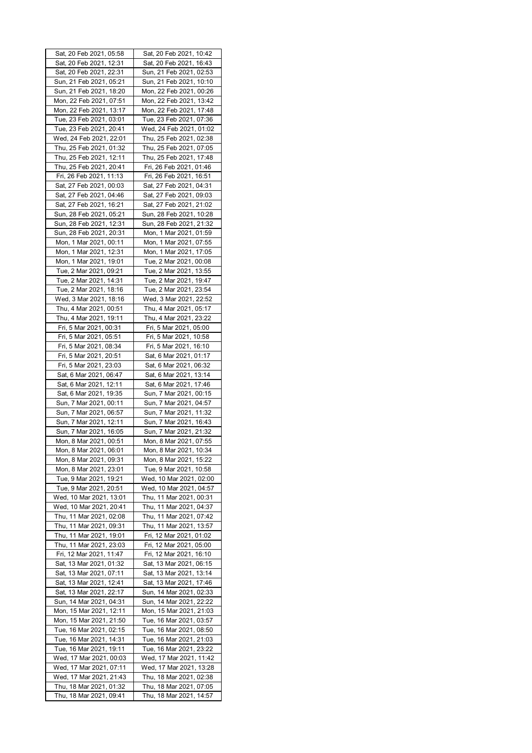| Sat, 20 Feb 2021, 05:58 | Sat, 20 Feb 2021, 10:42 |
|---|---|
| Sat, 20 Feb 2021, 12:31 | Sat, 20 Feb 2021, 16:43 |
| Sat, 20 Feb 2021, 22:31 | Sun, 21 Feb 2021, 02:53 |
| Sun, 21 Feb 2021, 05:21 | Sun, 21 Feb 2021, 10:10 |
| Sun, 21 Feb 2021, 18:20 | Mon, 22 Feb 2021, 00:26 |
| Mon, 22 Feb 2021, 07:51 | Mon, 22 Feb 2021, 13:42 |
| Mon, 22 Feb 2021, 13:17 | Mon, 22 Feb 2021, 17:48 |
| Tue, 23 Feb 2021, 03:01 | Tue, 23 Feb 2021, 07:36 |
| Tue, 23 Feb 2021, 20:41 | Wed, 24 Feb 2021, 01:02 |
| Wed, 24 Feb 2021, 22:01 | Thu, 25 Feb 2021, 02:38 |
| Thu, 25 Feb 2021, 01:32 | Thu, 25 Feb 2021, 07:05 |
| Thu, 25 Feb 2021, 12:11 | Thu, 25 Feb 2021, 17:48 |
| Thu, 25 Feb 2021, 20:41 | Fri, 26 Feb 2021, 01:46 |
| Fri, 26 Feb 2021, 11:13 | Fri, 26 Feb 2021, 16:51 |
| Sat, 27 Feb 2021, 00:03 | Sat, 27 Feb 2021, 04:31 |
| Sat, 27 Feb 2021, 04:46 | Sat, 27 Feb 2021, 09:03 |
| Sat, 27 Feb 2021, 16:21 | Sat, 27 Feb 2021, 21:02 |
| Sun, 28 Feb 2021, 05:21 | Sun, 28 Feb 2021, 10:28 |
| Sun, 28 Feb 2021, 12:31 | Sun, 28 Feb 2021, 21:32 |
| Sun, 28 Feb 2021, 20:31 | Mon, 1 Mar 2021, 01:59 |
| Mon, 1 Mar 2021, 00:11 | Mon, 1 Mar 2021, 07:55 |
| Mon, 1 Mar 2021, 12:31 | Mon, 1 Mar 2021, 17:05 |
| Mon, 1 Mar 2021, 19:01 | Tue, 2 Mar 2021, 00:08 |
| Tue, 2 Mar 2021, 09:21 | Tue, 2 Mar 2021, 13:55 |
| Tue, 2 Mar 2021, 14:31 | Tue, 2 Mar 2021, 19:47 |
| Tue, 2 Mar 2021, 18:16 | Tue, 2 Mar 2021, 23:54 |
| Wed, 3 Mar 2021, 18:16 | Wed, 3 Mar 2021, 22:52 |
| Thu, 4 Mar 2021, 00:51 | Thu, 4 Mar 2021, 05:17 |
| Thu, 4 Mar 2021, 19:11 | Thu, 4 Mar 2021, 23:22 |
| Fri, 5 Mar 2021, 00:31 | Fri, 5 Mar 2021, 05:00 |
| Fri, 5 Mar 2021, 05:51 | Fri, 5 Mar 2021, 10:58 |
| Fri, 5 Mar 2021, 08:34 | Fri, 5 Mar 2021, 16:10 |
| Fri, 5 Mar 2021, 20:51 | Sat, 6 Mar 2021, 01:17 |
| Fri, 5 Mar 2021, 23:03 | Sat, 6 Mar 2021, 06:32 |
| Sat, 6 Mar 2021, 06:47 | Sat, 6 Mar 2021, 13:14 |
| Sat, 6 Mar 2021, 12:11 | Sat, 6 Mar 2021, 17:46 |
| Sat, 6 Mar 2021, 19:35 | Sun, 7 Mar 2021, 00:15 |
| Sun, 7 Mar 2021, 00:11 | Sun, 7 Mar 2021, 04:57 |
| Sun, 7 Mar 2021, 06:57 | Sun, 7 Mar 2021, 11:32 |
| Sun, 7 Mar 2021, 12:11 | Sun, 7 Mar 2021, 16:43 |
| Sun, 7 Mar 2021, 16:05 | Sun, 7 Mar 2021, 21:32 |
| Mon, 8 Mar 2021, 00:51 | Mon, 8 Mar 2021, 07:55 |
| Mon, 8 Mar 2021, 06:01 | Mon, 8 Mar 2021, 10:34 |
| Mon, 8 Mar 2021, 09:31 | Mon, 8 Mar 2021, 15:22 |
| Mon, 8 Mar 2021, 23:01 | Tue, 9 Mar 2021, 10:58 |
| Tue, 9 Mar 2021, 19:21 | Wed, 10 Mar 2021, 02:00 |
| Tue, 9 Mar 2021, 20:51 | Wed, 10 Mar 2021, 04:57 |
| Wed, 10 Mar 2021, 13:01 | Thu, 11 Mar 2021, 00:31 |
| Wed, 10 Mar 2021, 20:41 | Thu, 11 Mar 2021, 04:37 |
| Thu, 11 Mar 2021, 02:08 | Thu, 11 Mar 2021, 07:42 |
| Thu, 11 Mar 2021, 09:31 | Thu, 11 Mar 2021, 13:57 |
| Thu, 11 Mar 2021, 19:01 | Fri, 12 Mar 2021, 01:02 |
| Thu, 11 Mar 2021, 23:03 | Fri, 12 Mar 2021, 05:00 |
| Fri, 12 Mar 2021, 11:47 | Fri, 12 Mar 2021, 16:10 |
| Sat, 13 Mar 2021, 01:32 | Sat, 13 Mar 2021, 06:15 |
| Sat, 13 Mar 2021, 07:11 | Sat, 13 Mar 2021, 13:14 |
| Sat, 13 Mar 2021, 12:41 | Sat, 13 Mar 2021, 17:46 |
| Sat, 13 Mar 2021, 22:17 | Sun, 14 Mar 2021, 02:33 |
| Sun, 14 Mar 2021, 04:31 | Sun, 14 Mar 2021, 22:22 |
| Mon, 15 Mar 2021, 12:11 | Mon, 15 Mar 2021, 21:03 |
| Mon, 15 Mar 2021, 21:50 | Tue, 16 Mar 2021, 03:57 |
| Tue, 16 Mar 2021, 02:15 | Tue, 16 Mar 2021, 08:50 |
| Tue, 16 Mar 2021, 14:31 | Tue, 16 Mar 2021, 21:03 |
| Tue, 16 Mar 2021, 19:11 | Tue, 16 Mar 2021, 23:22 |
| Wed, 17 Mar 2021, 00:03 | Wed, 17 Mar 2021, 11:42 |
| Wed, 17 Mar 2021, 07:11 | Wed, 17 Mar 2021, 13:28 |
| Wed, 17 Mar 2021, 21:43 | Thu, 18 Mar 2021, 02:38 |
| Thu, 18 Mar 2021, 01:32 | Thu, 18 Mar 2021, 07:05 |
| Thu, 18 Mar 2021, 09:41 | Thu, 18 Mar 2021, 14:57 |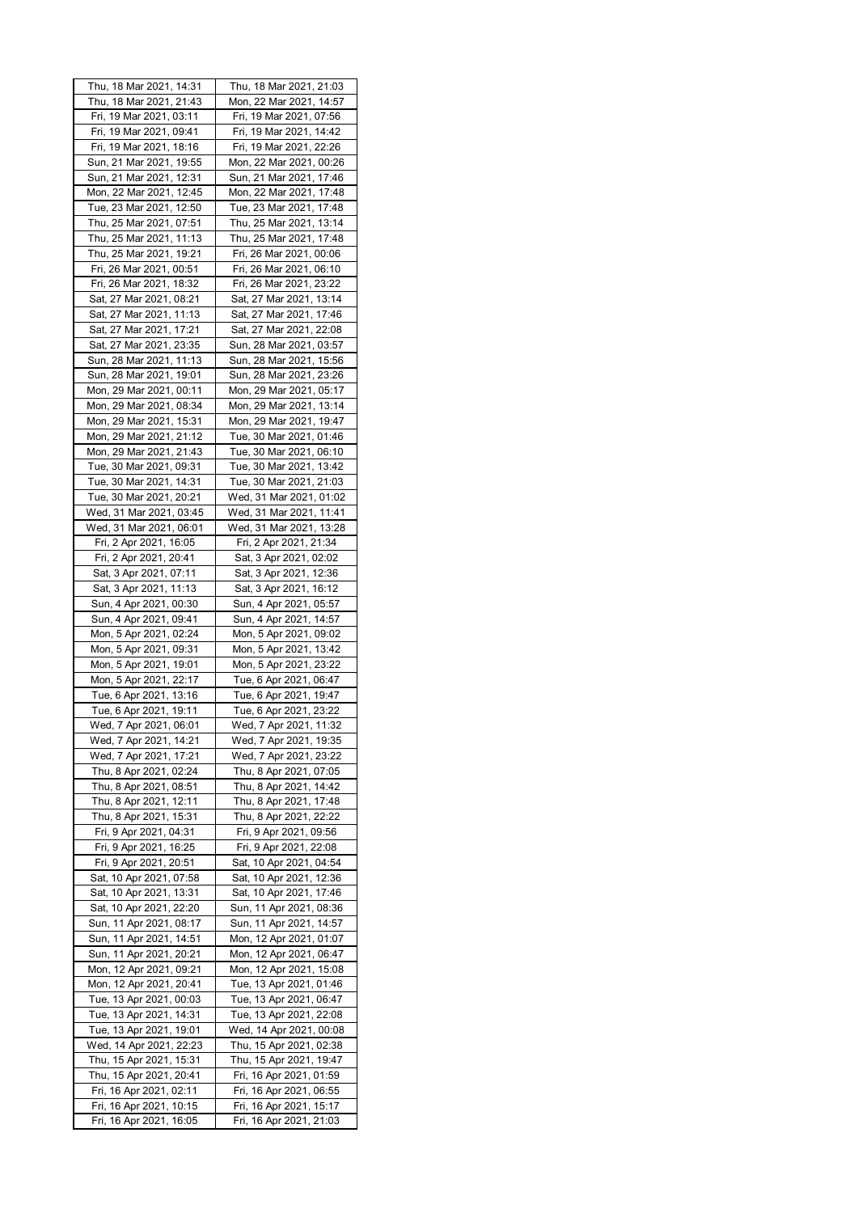| Thu, 18 Mar 2021, 14:31 | Thu, 18 Mar 2021, 21:03 |
|---|---|
| Thu, 18 Mar 2021, 21:43 | Mon, 22 Mar 2021, 14:57 |
| Fri, 19 Mar 2021, 03:11 | Fri, 19 Mar 2021, 07:56 |
| Fri, 19 Mar 2021, 09:41 | Fri, 19 Mar 2021, 14:42 |
| Fri, 19 Mar 2021, 18:16 | Fri, 19 Mar 2021, 22:26 |
| Sun, 21 Mar 2021, 19:55 | Mon, 22 Mar 2021, 00:26 |
| Sun, 21 Mar 2021, 12:31 | Sun, 21 Mar 2021, 17:46 |
| Mon, 22 Mar 2021, 12:45 | Mon, 22 Mar 2021, 17:48 |
| Tue, 23 Mar 2021, 12:50 | Tue, 23 Mar 2021, 17:48 |
| Thu, 25 Mar 2021, 07:51 | Thu, 25 Mar 2021, 13:14 |
| Thu, 25 Mar 2021, 11:13 | Thu, 25 Mar 2021, 17:48 |
| Thu, 25 Mar 2021, 19:21 | Fri, 26 Mar 2021, 00:06 |
| Fri, 26 Mar 2021, 00:51 | Fri, 26 Mar 2021, 06:10 |
| Fri, 26 Mar 2021, 18:32 | Fri, 26 Mar 2021, 23:22 |
| Sat, 27 Mar 2021, 08:21 | Sat, 27 Mar 2021, 13:14 |
| Sat, 27 Mar 2021, 11:13 | Sat, 27 Mar 2021, 17:46 |
| Sat, 27 Mar 2021, 17:21 | Sat, 27 Mar 2021, 22:08 |
| Sat, 27 Mar 2021, 23:35 | Sun, 28 Mar 2021, 03:57 |
| Sun, 28 Mar 2021, 11:13 | Sun, 28 Mar 2021, 15:56 |
| Sun, 28 Mar 2021, 19:01 | Sun, 28 Mar 2021, 23:26 |
| Mon, 29 Mar 2021, 00:11 | Mon, 29 Mar 2021, 05:17 |
| Mon, 29 Mar 2021, 08:34 | Mon, 29 Mar 2021, 13:14 |
| Mon, 29 Mar 2021, 15:31 | Mon, 29 Mar 2021, 19:47 |
| Mon, 29 Mar 2021, 21:12 | Tue, 30 Mar 2021, 01:46 |
| Mon, 29 Mar 2021, 21:43 | Tue, 30 Mar 2021, 06:10 |
| Tue, 30 Mar 2021, 09:31 | Tue, 30 Mar 2021, 13:42 |
| Tue, 30 Mar 2021, 14:31 | Tue, 30 Mar 2021, 21:03 |
| Tue, 30 Mar 2021, 20:21 | Wed, 31 Mar 2021, 01:02 |
| Wed, 31 Mar 2021, 03:45 | Wed, 31 Mar 2021, 11:41 |
| Wed, 31 Mar 2021, 06:01 | Wed, 31 Mar 2021, 13:28 |
| Fri, 2 Apr 2021, 16:05 | Fri, 2 Apr 2021, 21:34 |
| Fri, 2 Apr 2021, 20:41 | Sat, 3 Apr 2021, 02:02 |
| Sat, 3 Apr 2021, 07:11 | Sat, 3 Apr 2021, 12:36 |
| Sat, 3 Apr 2021, 11:13 | Sat, 3 Apr 2021, 16:12 |
| Sun, 4 Apr 2021, 00:30 | Sun, 4 Apr 2021, 05:57 |
| Sun, 4 Apr 2021, 09:41 | Sun, 4 Apr 2021, 14:57 |
| Mon, 5 Apr 2021, 02:24 | Mon, 5 Apr 2021, 09:02 |
| Mon, 5 Apr 2021, 09:31 | Mon, 5 Apr 2021, 13:42 |
| Mon, 5 Apr 2021, 19:01 | Mon, 5 Apr 2021, 23:22 |
| Mon, 5 Apr 2021, 22:17 | Tue, 6 Apr 2021, 06:47 |
| Tue, 6 Apr 2021, 13:16 | Tue, 6 Apr 2021, 19:47 |
| Tue, 6 Apr 2021, 19:11 | Tue, 6 Apr 2021, 23:22 |
| Wed, 7 Apr 2021, 06:01 | Wed, 7 Apr 2021, 11:32 |
| Wed, 7 Apr 2021, 14:21 | Wed, 7 Apr 2021, 19:35 |
| Wed, 7 Apr 2021, 17:21 | Wed, 7 Apr 2021, 23:22 |
| Thu, 8 Apr 2021, 02:24 | Thu, 8 Apr 2021, 07:05 |
| Thu, 8 Apr 2021, 08:51 | Thu, 8 Apr 2021, 14:42 |
| Thu, 8 Apr 2021, 12:11 | Thu, 8 Apr 2021, 17:48 |
| Thu, 8 Apr 2021, 15:31 | Thu, 8 Apr 2021, 22:22 |
| Fri, 9 Apr 2021, 04:31 | Fri, 9 Apr 2021, 09:56 |
| Fri, 9 Apr 2021, 16:25 | Fri, 9 Apr 2021, 22:08 |
| Fri, 9 Apr 2021, 20:51 | Sat, 10 Apr 2021, 04:54 |
| Sat, 10 Apr 2021, 07:58 | Sat, 10 Apr 2021, 12:36 |
| Sat, 10 Apr 2021, 13:31 | Sat, 10 Apr 2021, 17:46 |
| Sat, 10 Apr 2021, 22:20 | Sun, 11 Apr 2021, 08:36 |
| Sun, 11 Apr 2021, 08:17 | Sun, 11 Apr 2021, 14:57 |
| Sun, 11 Apr 2021, 14:51 | Mon, 12 Apr 2021, 01:07 |
| Sun, 11 Apr 2021, 20:21 | Mon, 12 Apr 2021, 06:47 |
| Mon, 12 Apr 2021, 09:21 | Mon, 12 Apr 2021, 15:08 |
| Mon, 12 Apr 2021, 20:41 | Tue, 13 Apr 2021, 01:46 |
| Tue, 13 Apr 2021, 00:03 | Tue, 13 Apr 2021, 06:47 |
| Tue, 13 Apr 2021, 14:31 | Tue, 13 Apr 2021, 22:08 |
| Tue, 13 Apr 2021, 19:01 | Wed, 14 Apr 2021, 00:08 |
| Wed, 14 Apr 2021, 22:23 | Thu, 15 Apr 2021, 02:38 |
| Thu, 15 Apr 2021, 15:31 | Thu, 15 Apr 2021, 19:47 |
| Thu, 15 Apr 2021, 20:41 | Fri, 16 Apr 2021, 01:59 |
| Fri, 16 Apr 2021, 02:11 | Fri, 16 Apr 2021, 06:55 |
| Fri, 16 Apr 2021, 10:15 | Fri, 16 Apr 2021, 15:17 |
| Fri, 16 Apr 2021, 16:05 | Fri, 16 Apr 2021, 21:03 |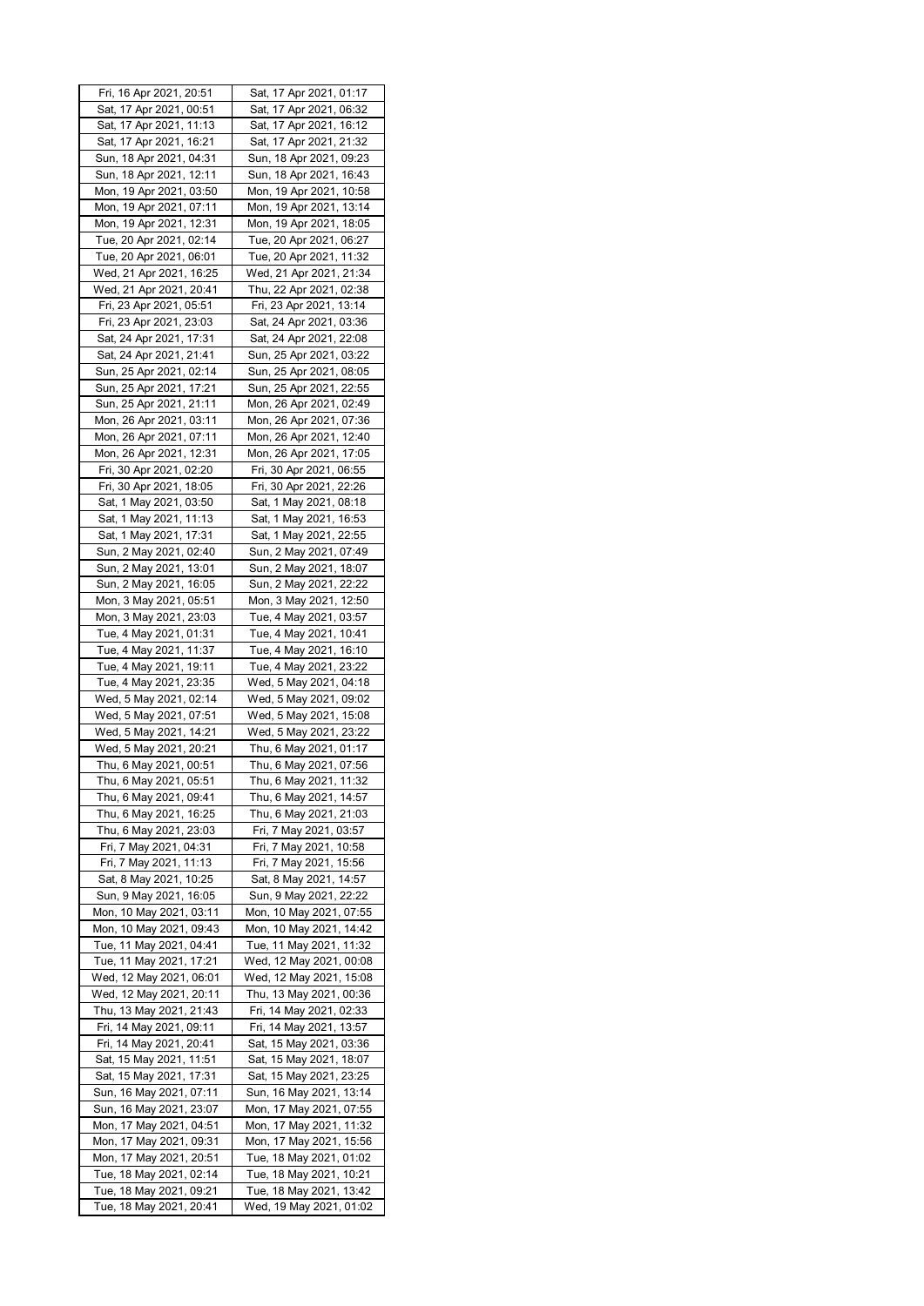| | |
|---|---|
| Fri, 16 Apr 2021, 20:51 | Sat, 17 Apr 2021, 01:17 |
| Sat, 17 Apr 2021, 00:51 | Sat, 17 Apr 2021, 06:32 |
| Sat, 17 Apr 2021, 11:13 | Sat, 17 Apr 2021, 16:12 |
| Sat, 17 Apr 2021, 16:21 | Sat, 17 Apr 2021, 21:32 |
| Sun, 18 Apr 2021, 04:31 | Sun, 18 Apr 2021, 09:23 |
| Sun, 18 Apr 2021, 12:11 | Sun, 18 Apr 2021, 16:43 |
| Mon, 19 Apr 2021, 03:50 | Mon, 19 Apr 2021, 10:58 |
| Mon, 19 Apr 2021, 07:11 | Mon, 19 Apr 2021, 13:14 |
| Mon, 19 Apr 2021, 12:31 | Mon, 19 Apr 2021, 18:05 |
| Tue, 20 Apr 2021, 02:14 | Tue, 20 Apr 2021, 06:27 |
| Tue, 20 Apr 2021, 06:01 | Tue, 20 Apr 2021, 11:32 |
| Wed, 21 Apr 2021, 16:25 | Wed, 21 Apr 2021, 21:34 |
| Wed, 21 Apr 2021, 20:41 | Thu, 22 Apr 2021, 02:38 |
| Fri, 23 Apr 2021, 05:51 | Fri, 23 Apr 2021, 13:14 |
| Fri, 23 Apr 2021, 23:03 | Sat, 24 Apr 2021, 03:36 |
| Sat, 24 Apr 2021, 17:31 | Sat, 24 Apr 2021, 22:08 |
| Sat, 24 Apr 2021, 21:41 | Sun, 25 Apr 2021, 03:22 |
| Sun, 25 Apr 2021, 02:14 | Sun, 25 Apr 2021, 08:05 |
| Sun, 25 Apr 2021, 17:21 | Sun, 25 Apr 2021, 22:55 |
| Sun, 25 Apr 2021, 21:11 | Mon, 26 Apr 2021, 02:49 |
| Mon, 26 Apr 2021, 03:11 | Mon, 26 Apr 2021, 07:36 |
| Mon, 26 Apr 2021, 07:11 | Mon, 26 Apr 2021, 12:40 |
| Mon, 26 Apr 2021, 12:31 | Mon, 26 Apr 2021, 17:05 |
| Fri, 30 Apr 2021, 02:20 | Fri, 30 Apr 2021, 06:55 |
| Fri, 30 Apr 2021, 18:05 | Fri, 30 Apr 2021, 22:26 |
| Sat, 1 May 2021, 03:50 | Sat, 1 May 2021, 08:18 |
| Sat, 1 May 2021, 11:13 | Sat, 1 May 2021, 16:53 |
| Sat, 1 May 2021, 17:31 | Sat, 1 May 2021, 22:55 |
| Sun, 2 May 2021, 02:40 | Sun, 2 May 2021, 07:49 |
| Sun, 2 May 2021, 13:01 | Sun, 2 May 2021, 18:07 |
| Sun, 2 May 2021, 16:05 | Sun, 2 May 2021, 22:22 |
| Mon, 3 May 2021, 05:51 | Mon, 3 May 2021, 12:50 |
| Mon, 3 May 2021, 23:03 | Tue, 4 May 2021, 03:57 |
| Tue, 4 May 2021, 01:31 | Tue, 4 May 2021, 10:41 |
| Tue, 4 May 2021, 11:37 | Tue, 4 May 2021, 16:10 |
| Tue, 4 May 2021, 19:11 | Tue, 4 May 2021, 23:22 |
| Tue, 4 May 2021, 23:35 | Wed, 5 May 2021, 04:18 |
| Wed, 5 May 2021, 02:14 | Wed, 5 May 2021, 09:02 |
| Wed, 5 May 2021, 07:51 | Wed, 5 May 2021, 15:08 |
| Wed, 5 May 2021, 14:21 | Wed, 5 May 2021, 23:22 |
| Wed, 5 May 2021, 20:21 | Thu, 6 May 2021, 01:17 |
| Thu, 6 May 2021, 00:51 | Thu, 6 May 2021, 07:56 |
| Thu, 6 May 2021, 05:51 | Thu, 6 May 2021, 11:32 |
| Thu, 6 May 2021, 09:41 | Thu, 6 May 2021, 14:57 |
| Thu, 6 May 2021, 16:25 | Thu, 6 May 2021, 21:03 |
| Thu, 6 May 2021, 23:03 | Fri, 7 May 2021, 03:57 |
| Fri, 7 May 2021, 04:31 | Fri, 7 May 2021, 10:58 |
| Fri, 7 May 2021, 11:13 | Fri, 7 May 2021, 15:56 |
| Sat, 8 May 2021, 10:25 | Sat, 8 May 2021, 14:57 |
| Sun, 9 May 2021, 16:05 | Sun, 9 May 2021, 22:22 |
| Mon, 10 May 2021, 03:11 | Mon, 10 May 2021, 07:55 |
| Mon, 10 May 2021, 09:43 | Mon, 10 May 2021, 14:42 |
| Tue, 11 May 2021, 04:41 | Tue, 11 May 2021, 11:32 |
| Tue, 11 May 2021, 17:21 | Wed, 12 May 2021, 00:08 |
| Wed, 12 May 2021, 06:01 | Wed, 12 May 2021, 15:08 |
| Wed, 12 May 2021, 20:11 | Thu, 13 May 2021, 00:36 |
| Thu, 13 May 2021, 21:43 | Fri, 14 May 2021, 02:33 |
| Fri, 14 May 2021, 09:11 | Fri, 14 May 2021, 13:57 |
| Fri, 14 May 2021, 20:41 | Sat, 15 May 2021, 03:36 |
| Sat, 15 May 2021, 11:51 | Sat, 15 May 2021, 18:07 |
| Sat, 15 May 2021, 17:31 | Sat, 15 May 2021, 23:25 |
| Sun, 16 May 2021, 07:11 | Sun, 16 May 2021, 13:14 |
| Sun, 16 May 2021, 23:07 | Mon, 17 May 2021, 07:55 |
| Mon, 17 May 2021, 04:51 | Mon, 17 May 2021, 11:32 |
| Mon, 17 May 2021, 09:31 | Mon, 17 May 2021, 15:56 |
| Mon, 17 May 2021, 20:51 | Tue, 18 May 2021, 01:02 |
| Tue, 18 May 2021, 02:14 | Tue, 18 May 2021, 10:21 |
| Tue, 18 May 2021, 09:21 | Tue, 18 May 2021, 13:42 |
| Tue, 18 May 2021, 20:41 | Wed, 19 May 2021, 01:02 |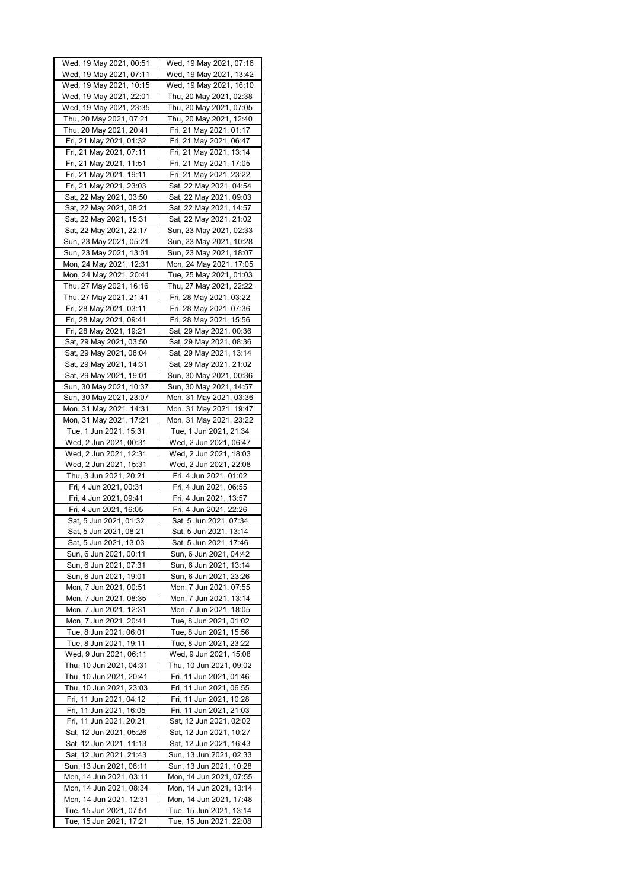| | |
|---|---|
| Wed, 19 May 2021, 00:51 | Wed, 19 May 2021, 07:16 |
| Wed, 19 May 2021, 07:11 | Wed, 19 May 2021, 13:42 |
| Wed, 19 May 2021, 10:15 | Wed, 19 May 2021, 16:10 |
| Wed, 19 May 2021, 22:01 | Thu, 20 May 2021, 02:38 |
| Wed, 19 May 2021, 23:35 | Thu, 20 May 2021, 07:05 |
| Thu, 20 May 2021, 07:21 | Thu, 20 May 2021, 12:40 |
| Thu, 20 May 2021, 20:41 | Fri, 21 May 2021, 01:17 |
| Fri, 21 May 2021, 01:32 | Fri, 21 May 2021, 06:47 |
| Fri, 21 May 2021, 07:11 | Fri, 21 May 2021, 13:14 |
| Fri, 21 May 2021, 11:51 | Fri, 21 May 2021, 17:05 |
| Fri, 21 May 2021, 19:11 | Fri, 21 May 2021, 23:22 |
| Fri, 21 May 2021, 23:03 | Sat, 22 May 2021, 04:54 |
| Sat, 22 May 2021, 03:50 | Sat, 22 May 2021, 09:03 |
| Sat, 22 May 2021, 08:21 | Sat, 22 May 2021, 14:57 |
| Sat, 22 May 2021, 15:31 | Sat, 22 May 2021, 21:02 |
| Sat, 22 May 2021, 22:17 | Sun, 23 May 2021, 02:33 |
| Sun, 23 May 2021, 05:21 | Sun, 23 May 2021, 10:28 |
| Sun, 23 May 2021, 13:01 | Sun, 23 May 2021, 18:07 |
| Mon, 24 May 2021, 12:31 | Mon, 24 May 2021, 17:05 |
| Mon, 24 May 2021, 20:41 | Tue, 25 May 2021, 01:03 |
| Thu, 27 May 2021, 16:16 | Thu, 27 May 2021, 22:22 |
| Thu, 27 May 2021, 21:41 | Fri, 28 May 2021, 03:22 |
| Fri, 28 May 2021, 03:11 | Fri, 28 May 2021, 07:36 |
| Fri, 28 May 2021, 09:41 | Fri, 28 May 2021, 15:56 |
| Fri, 28 May 2021, 19:21 | Sat, 29 May 2021, 00:36 |
| Sat, 29 May 2021, 03:50 | Sat, 29 May 2021, 08:36 |
| Sat, 29 May 2021, 08:04 | Sat, 29 May 2021, 13:14 |
| Sat, 29 May 2021, 14:31 | Sat, 29 May 2021, 21:02 |
| Sat, 29 May 2021, 19:01 | Sun, 30 May 2021, 00:36 |
| Sun, 30 May 2021, 10:37 | Sun, 30 May 2021, 14:57 |
| Sun, 30 May 2021, 23:07 | Mon, 31 May 2021, 03:36 |
| Mon, 31 May 2021, 14:31 | Mon, 31 May 2021, 19:47 |
| Mon, 31 May 2021, 17:21 | Mon, 31 May 2021, 23:22 |
| Tue, 1 Jun 2021, 15:31 | Tue, 1 Jun 2021, 21:34 |
| Wed, 2 Jun 2021, 00:31 | Wed, 2 Jun 2021, 06:47 |
| Wed, 2 Jun 2021, 12:31 | Wed, 2 Jun 2021, 18:03 |
| Wed, 2 Jun 2021, 15:31 | Wed, 2 Jun 2021, 22:08 |
| Thu, 3 Jun 2021, 20:21 | Fri, 4 Jun 2021, 01:02 |
| Fri, 4 Jun 2021, 00:31 | Fri, 4 Jun 2021, 06:55 |
| Fri, 4 Jun 2021, 09:41 | Fri, 4 Jun 2021, 13:57 |
| Fri, 4 Jun 2021, 16:05 | Fri, 4 Jun 2021, 22:26 |
| Sat, 5 Jun 2021, 01:32 | Sat, 5 Jun 2021, 07:34 |
| Sat, 5 Jun 2021, 08:21 | Sat, 5 Jun 2021, 13:14 |
| Sat, 5 Jun 2021, 13:03 | Sat, 5 Jun 2021, 17:46 |
| Sun, 6 Jun 2021, 00:11 | Sun, 6 Jun 2021, 04:42 |
| Sun, 6 Jun 2021, 07:31 | Sun, 6 Jun 2021, 13:14 |
| Sun, 6 Jun 2021, 19:01 | Sun, 6 Jun 2021, 23:26 |
| Mon, 7 Jun 2021, 00:51 | Mon, 7 Jun 2021, 07:55 |
| Mon, 7 Jun 2021, 08:35 | Mon, 7 Jun 2021, 13:14 |
| Mon, 7 Jun 2021, 12:31 | Mon, 7 Jun 2021, 18:05 |
| Mon, 7 Jun 2021, 20:41 | Tue, 8 Jun 2021, 01:02 |
| Tue, 8 Jun 2021, 06:01 | Tue, 8 Jun 2021, 15:56 |
| Tue, 8 Jun 2021, 19:11 | Tue, 8 Jun 2021, 23:22 |
| Wed, 9 Jun 2021, 06:11 | Wed, 9 Jun 2021, 15:08 |
| Thu, 10 Jun 2021, 04:31 | Thu, 10 Jun 2021, 09:02 |
| Thu, 10 Jun 2021, 20:41 | Fri, 11 Jun 2021, 01:46 |
| Thu, 10 Jun 2021, 23:03 | Fri, 11 Jun 2021, 06:55 |
| Fri, 11 Jun 2021, 04:12 | Fri, 11 Jun 2021, 10:28 |
| Fri, 11 Jun 2021, 16:05 | Fri, 11 Jun 2021, 21:03 |
| Fri, 11 Jun 2021, 20:21 | Sat, 12 Jun 2021, 02:02 |
| Sat, 12 Jun 2021, 05:26 | Sat, 12 Jun 2021, 10:27 |
| Sat, 12 Jun 2021, 11:13 | Sat, 12 Jun 2021, 16:43 |
| Sat, 12 Jun 2021, 21:43 | Sun, 13 Jun 2021, 02:33 |
| Sun, 13 Jun 2021, 06:11 | Sun, 13 Jun 2021, 10:28 |
| Mon, 14 Jun 2021, 03:11 | Mon, 14 Jun 2021, 07:55 |
| Mon, 14 Jun 2021, 08:34 | Mon, 14 Jun 2021, 13:14 |
| Mon, 14 Jun 2021, 12:31 | Mon, 14 Jun 2021, 17:48 |
| Tue, 15 Jun 2021, 07:51 | Tue, 15 Jun 2021, 13:14 |
| Tue, 15 Jun 2021, 17:21 | Tue, 15 Jun 2021, 22:08 |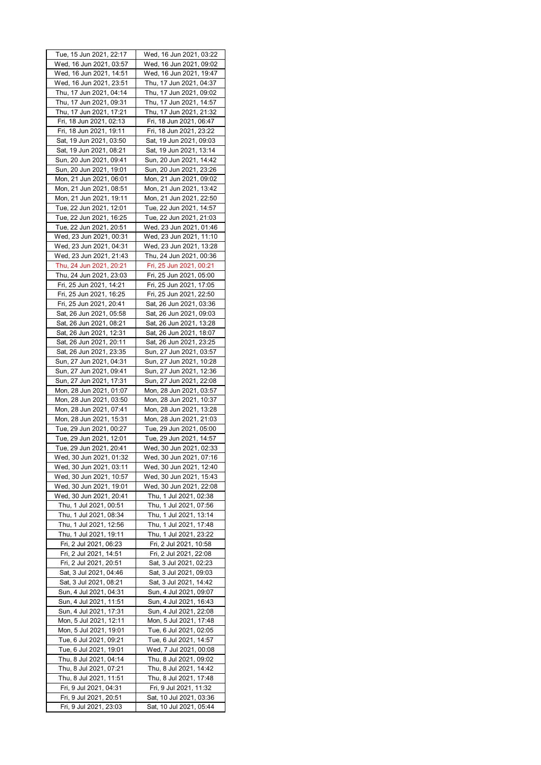| Tue, 15 Jun 2021, 22:17 | Wed, 16 Jun 2021, 03:22 |
|---|---|
| Wed, 16 Jun 2021, 03:57 | Wed, 16 Jun 2021, 09:02 |
| Wed, 16 Jun 2021, 14:51 | Wed, 16 Jun 2021, 19:47 |
| Wed, 16 Jun 2021, 23:51 | Thu, 17 Jun 2021, 04:37 |
| Thu, 17 Jun 2021, 04:14 | Thu, 17 Jun 2021, 09:02 |
| Thu, 17 Jun 2021, 09:31 | Thu, 17 Jun 2021, 14:57 |
| Thu, 17 Jun 2021, 17:21 | Thu, 17 Jun 2021, 21:32 |
| Fri, 18 Jun 2021, 02:13 | Fri, 18 Jun 2021, 06:47 |
| Fri, 18 Jun 2021, 19:11 | Fri, 18 Jun 2021, 23:22 |
| Sat, 19 Jun 2021, 03:50 | Sat, 19 Jun 2021, 09:03 |
| Sat, 19 Jun 2021, 08:21 | Sat, 19 Jun 2021, 13:14 |
| Sun, 20 Jun 2021, 09:41 | Sun, 20 Jun 2021, 14:42 |
| Sun, 20 Jun 2021, 19:01 | Sun, 20 Jun 2021, 23:26 |
| Mon, 21 Jun 2021, 06:01 | Mon, 21 Jun 2021, 09:02 |
| Mon, 21 Jun 2021, 08:51 | Mon, 21 Jun 2021, 13:42 |
| Mon, 21 Jun 2021, 19:11 | Mon, 21 Jun 2021, 22:50 |
| Tue, 22 Jun 2021, 12:01 | Tue, 22 Jun 2021, 14:57 |
| Tue, 22 Jun 2021, 16:25 | Tue, 22 Jun 2021, 21:03 |
| Tue, 22 Jun 2021, 20:51 | Wed, 23 Jun 2021, 01:46 |
| Wed, 23 Jun 2021, 00:31 | Wed, 23 Jun 2021, 11:10 |
| Wed, 23 Jun 2021, 04:31 | Wed, 23 Jun 2021, 13:28 |
| Wed, 23 Jun 2021, 21:43 | Thu, 24 Jun 2021, 00:36 |
| Thu, 24 Jun 2021, 20:21 | Fri, 25 Jun 2021, 00:21 |
| Thu, 24 Jun 2021, 23:03 | Fri, 25 Jun 2021, 05:00 |
| Fri, 25 Jun 2021, 14:21 | Fri, 25 Jun 2021, 17:05 |
| Fri, 25 Jun 2021, 16:25 | Fri, 25 Jun 2021, 22:50 |
| Fri, 25 Jun 2021, 20:41 | Sat, 26 Jun 2021, 03:36 |
| Sat, 26 Jun 2021, 05:58 | Sat, 26 Jun 2021, 09:03 |
| Sat, 26 Jun 2021, 08:21 | Sat, 26 Jun 2021, 13:28 |
| Sat, 26 Jun 2021, 12:31 | Sat, 26 Jun 2021, 18:07 |
| Sat, 26 Jun 2021, 20:11 | Sat, 26 Jun 2021, 23:25 |
| Sat, 26 Jun 2021, 23:35 | Sun, 27 Jun 2021, 03:57 |
| Sun, 27 Jun 2021, 04:31 | Sun, 27 Jun 2021, 10:28 |
| Sun, 27 Jun 2021, 09:41 | Sun, 27 Jun 2021, 12:36 |
| Sun, 27 Jun 2021, 17:31 | Sun, 27 Jun 2021, 22:08 |
| Mon, 28 Jun 2021, 01:07 | Mon, 28 Jun 2021, 03:57 |
| Mon, 28 Jun 2021, 03:50 | Mon, 28 Jun 2021, 10:37 |
| Mon, 28 Jun 2021, 07:41 | Mon, 28 Jun 2021, 13:28 |
| Mon, 28 Jun 2021, 15:31 | Mon, 28 Jun 2021, 21:03 |
| Tue, 29 Jun 2021, 00:27 | Tue, 29 Jun 2021, 05:00 |
| Tue, 29 Jun 2021, 12:01 | Tue, 29 Jun 2021, 14:57 |
| Tue, 29 Jun 2021, 20:41 | Wed, 30 Jun 2021, 02:33 |
| Wed, 30 Jun 2021, 01:32 | Wed, 30 Jun 2021, 07:16 |
| Wed, 30 Jun 2021, 03:11 | Wed, 30 Jun 2021, 12:40 |
| Wed, 30 Jun 2021, 10:57 | Wed, 30 Jun 2021, 15:43 |
| Wed, 30 Jun 2021, 19:01 | Wed, 30 Jun 2021, 22:08 |
| Wed, 30 Jun 2021, 20:41 | Thu, 1 Jul 2021, 02:38 |
| Thu, 1 Jul 2021, 00:51 | Thu, 1 Jul 2021, 07:56 |
| Thu, 1 Jul 2021, 08:34 | Thu, 1 Jul 2021, 13:14 |
| Thu, 1 Jul 2021, 12:56 | Thu, 1 Jul 2021, 17:48 |
| Thu, 1 Jul 2021, 19:11 | Thu, 1 Jul 2021, 23:22 |
| Fri, 2 Jul 2021, 06:23 | Fri, 2 Jul 2021, 10:58 |
| Fri, 2 Jul 2021, 14:51 | Fri, 2 Jul 2021, 22:08 |
| Fri, 2 Jul 2021, 20:51 | Sat, 3 Jul 2021, 02:23 |
| Sat, 3 Jul 2021, 04:46 | Sat, 3 Jul 2021, 09:03 |
| Sat, 3 Jul 2021, 08:21 | Sat, 3 Jul 2021, 14:42 |
| Sun, 4 Jul 2021, 04:31 | Sun, 4 Jul 2021, 09:07 |
| Sun, 4 Jul 2021, 11:51 | Sun, 4 Jul 2021, 16:43 |
| Sun, 4 Jul 2021, 17:31 | Sun, 4 Jul 2021, 22:08 |
| Mon, 5 Jul 2021, 12:11 | Mon, 5 Jul 2021, 17:48 |
| Mon, 5 Jul 2021, 19:01 | Tue, 6 Jul 2021, 02:05 |
| Tue, 6 Jul 2021, 09:21 | Tue, 6 Jul 2021, 14:57 |
| Tue, 6 Jul 2021, 19:01 | Wed, 7 Jul 2021, 00:08 |
| Thu, 8 Jul 2021, 04:14 | Thu, 8 Jul 2021, 09:02 |
| Thu, 8 Jul 2021, 07:21 | Thu, 8 Jul 2021, 14:42 |
| Thu, 8 Jul 2021, 11:51 | Thu, 8 Jul 2021, 17:48 |
| Fri, 9 Jul 2021, 04:31 | Fri, 9 Jul 2021, 11:32 |
| Fri, 9 Jul 2021, 20:51 | Sat, 10 Jul 2021, 03:36 |
| Fri, 9 Jul 2021, 23:03 | Sat, 10 Jul 2021, 05:44 |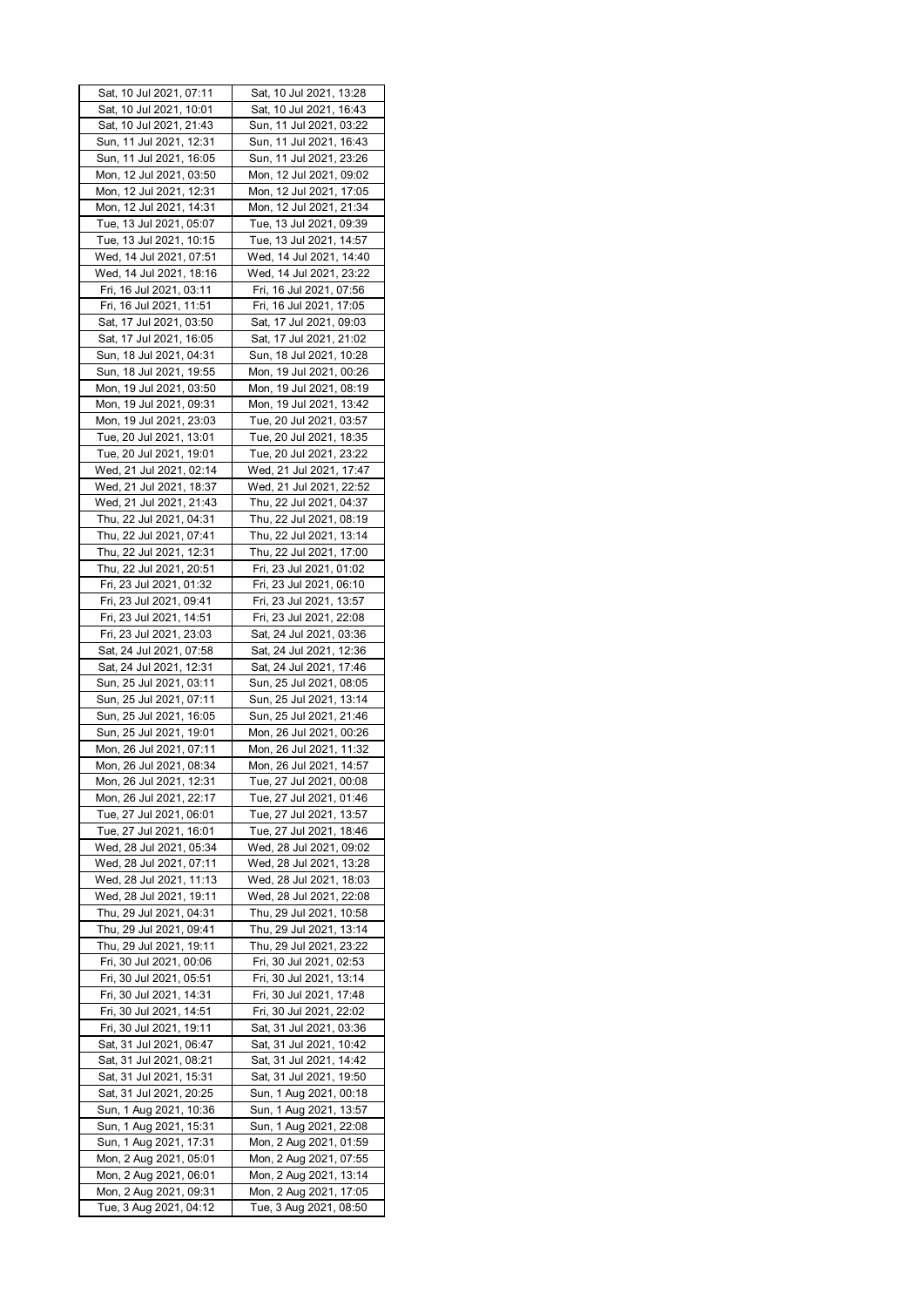| Sat, 10 Jul 2021, 07:11 | Sat, 10 Jul 2021, 13:28 |
|---|---|
| Sat, 10 Jul 2021, 10:01 | Sat, 10 Jul 2021, 16:43 |
| Sat, 10 Jul 2021, 21:43 | Sun, 11 Jul 2021, 03:22 |
| Sun, 11 Jul 2021, 12:31 | Sun, 11 Jul 2021, 16:43 |
| Sun, 11 Jul 2021, 16:05 | Sun, 11 Jul 2021, 23:26 |
| Mon, 12 Jul 2021, 03:50 | Mon, 12 Jul 2021, 09:02 |
| Mon, 12 Jul 2021, 12:31 | Mon, 12 Jul 2021, 17:05 |
| Mon, 12 Jul 2021, 14:31 | Mon, 12 Jul 2021, 21:34 |
| Tue, 13 Jul 2021, 05:07 | Tue, 13 Jul 2021, 09:39 |
| Tue, 13 Jul 2021, 10:15 | Tue, 13 Jul 2021, 14:57 |
| Wed, 14 Jul 2021, 07:51 | Wed, 14 Jul 2021, 14:40 |
| Wed, 14 Jul 2021, 18:16 | Wed, 14 Jul 2021, 23:22 |
| Fri, 16 Jul 2021, 03:11 | Fri, 16 Jul 2021, 07:56 |
| Fri, 16 Jul 2021, 11:51 | Fri, 16 Jul 2021, 17:05 |
| Sat, 17 Jul 2021, 03:50 | Sat, 17 Jul 2021, 09:03 |
| Sat, 17 Jul 2021, 16:05 | Sat, 17 Jul 2021, 21:02 |
| Sun, 18 Jul 2021, 04:31 | Sun, 18 Jul 2021, 10:28 |
| Sun, 18 Jul 2021, 19:55 | Mon, 19 Jul 2021, 00:26 |
| Mon, 19 Jul 2021, 03:50 | Mon, 19 Jul 2021, 08:19 |
| Mon, 19 Jul 2021, 09:31 | Mon, 19 Jul 2021, 13:42 |
| Mon, 19 Jul 2021, 23:03 | Tue, 20 Jul 2021, 03:57 |
| Tue, 20 Jul 2021, 13:01 | Tue, 20 Jul 2021, 18:35 |
| Tue, 20 Jul 2021, 19:01 | Tue, 20 Jul 2021, 23:22 |
| Wed, 21 Jul 2021, 02:14 | Wed, 21 Jul 2021, 17:47 |
| Wed, 21 Jul 2021, 18:37 | Wed, 21 Jul 2021, 22:52 |
| Wed, 21 Jul 2021, 21:43 | Thu, 22 Jul 2021, 04:37 |
| Thu, 22 Jul 2021, 04:31 | Thu, 22 Jul 2021, 08:19 |
| Thu, 22 Jul 2021, 07:41 | Thu, 22 Jul 2021, 13:14 |
| Thu, 22 Jul 2021, 12:31 | Thu, 22 Jul 2021, 17:00 |
| Thu, 22 Jul 2021, 20:51 | Fri, 23 Jul 2021, 01:02 |
| Fri, 23 Jul 2021, 01:32 | Fri, 23 Jul 2021, 06:10 |
| Fri, 23 Jul 2021, 09:41 | Fri, 23 Jul 2021, 13:57 |
| Fri, 23 Jul 2021, 14:51 | Fri, 23 Jul 2021, 22:08 |
| Fri, 23 Jul 2021, 23:03 | Sat, 24 Jul 2021, 03:36 |
| Sat, 24 Jul 2021, 07:58 | Sat, 24 Jul 2021, 12:36 |
| Sat, 24 Jul 2021, 12:31 | Sat, 24 Jul 2021, 17:46 |
| Sun, 25 Jul 2021, 03:11 | Sun, 25 Jul 2021, 08:05 |
| Sun, 25 Jul 2021, 07:11 | Sun, 25 Jul 2021, 13:14 |
| Sun, 25 Jul 2021, 16:05 | Sun, 25 Jul 2021, 21:46 |
| Sun, 25 Jul 2021, 19:01 | Mon, 26 Jul 2021, 00:26 |
| Mon, 26 Jul 2021, 07:11 | Mon, 26 Jul 2021, 11:32 |
| Mon, 26 Jul 2021, 08:34 | Mon, 26 Jul 2021, 14:57 |
| Mon, 26 Jul 2021, 12:31 | Tue, 27 Jul 2021, 00:08 |
| Mon, 26 Jul 2021, 22:17 | Tue, 27 Jul 2021, 01:46 |
| Tue, 27 Jul 2021, 06:01 | Tue, 27 Jul 2021, 13:57 |
| Tue, 27 Jul 2021, 16:01 | Tue, 27 Jul 2021, 18:46 |
| Wed, 28 Jul 2021, 05:34 | Wed, 28 Jul 2021, 09:02 |
| Wed, 28 Jul 2021, 07:11 | Wed, 28 Jul 2021, 13:28 |
| Wed, 28 Jul 2021, 11:13 | Wed, 28 Jul 2021, 18:03 |
| Wed, 28 Jul 2021, 19:11 | Wed, 28 Jul 2021, 22:08 |
| Thu, 29 Jul 2021, 04:31 | Thu, 29 Jul 2021, 10:58 |
| Thu, 29 Jul 2021, 09:41 | Thu, 29 Jul 2021, 13:14 |
| Thu, 29 Jul 2021, 19:11 | Thu, 29 Jul 2021, 23:22 |
| Fri, 30 Jul 2021, 00:06 | Fri, 30 Jul 2021, 02:53 |
| Fri, 30 Jul 2021, 05:51 | Fri, 30 Jul 2021, 13:14 |
| Fri, 30 Jul 2021, 14:31 | Fri, 30 Jul 2021, 17:48 |
| Fri, 30 Jul 2021, 14:51 | Fri, 30 Jul 2021, 22:02 |
| Fri, 30 Jul 2021, 19:11 | Sat, 31 Jul 2021, 03:36 |
| Sat, 31 Jul 2021, 06:47 | Sat, 31 Jul 2021, 10:42 |
| Sat, 31 Jul 2021, 08:21 | Sat, 31 Jul 2021, 14:42 |
| Sat, 31 Jul 2021, 15:31 | Sat, 31 Jul 2021, 19:50 |
| Sat, 31 Jul 2021, 20:25 | Sun, 1 Aug 2021, 00:18 |
| Sun, 1 Aug 2021, 10:36 | Sun, 1 Aug 2021, 13:57 |
| Sun, 1 Aug 2021, 15:31 | Sun, 1 Aug 2021, 22:08 |
| Sun, 1 Aug 2021, 17:31 | Mon, 2 Aug 2021, 01:59 |
| Mon, 2 Aug 2021, 05:01 | Mon, 2 Aug 2021, 07:55 |
| Mon, 2 Aug 2021, 06:01 | Mon, 2 Aug 2021, 13:14 |
| Mon, 2 Aug 2021, 09:31 | Mon, 2 Aug 2021, 17:05 |
| Tue, 3 Aug 2021, 04:12 | Tue, 3 Aug 2021, 08:50 |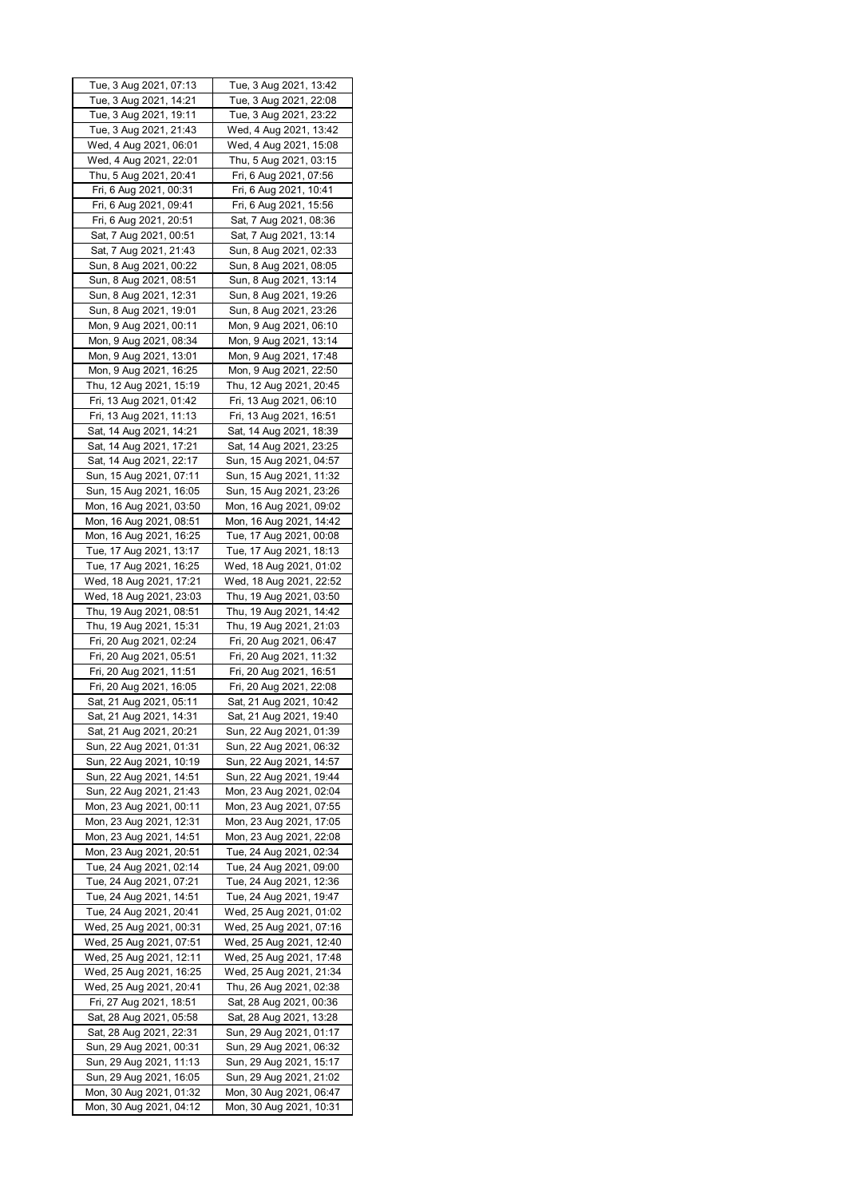| | |
|---|---|
| Tue, 3 Aug 2021, 07:13 | Tue, 3 Aug 2021, 13:42 |
| Tue, 3 Aug 2021, 14:21 | Tue, 3 Aug 2021, 22:08 |
| Tue, 3 Aug 2021, 19:11 | Tue, 3 Aug 2021, 23:22 |
| Tue, 3 Aug 2021, 21:43 | Wed, 4 Aug 2021, 13:42 |
| Wed, 4 Aug 2021, 06:01 | Wed, 4 Aug 2021, 15:08 |
| Wed, 4 Aug 2021, 22:01 | Thu, 5 Aug 2021, 03:15 |
| Thu, 5 Aug 2021, 20:41 | Fri, 6 Aug 2021, 07:56 |
| Fri, 6 Aug 2021, 00:31 | Fri, 6 Aug 2021, 10:41 |
| Fri, 6 Aug 2021, 09:41 | Fri, 6 Aug 2021, 15:56 |
| Fri, 6 Aug 2021, 20:51 | Sat, 7 Aug 2021, 08:36 |
| Sat, 7 Aug 2021, 00:51 | Sat, 7 Aug 2021, 13:14 |
| Sat, 7 Aug 2021, 21:43 | Sun, 8 Aug 2021, 02:33 |
| Sun, 8 Aug 2021, 00:22 | Sun, 8 Aug 2021, 08:05 |
| Sun, 8 Aug 2021, 08:51 | Sun, 8 Aug 2021, 13:14 |
| Sun, 8 Aug 2021, 12:31 | Sun, 8 Aug 2021, 19:26 |
| Sun, 8 Aug 2021, 19:01 | Sun, 8 Aug 2021, 23:26 |
| Mon, 9 Aug 2021, 00:11 | Mon, 9 Aug 2021, 06:10 |
| Mon, 9 Aug 2021, 08:34 | Mon, 9 Aug 2021, 13:14 |
| Mon, 9 Aug 2021, 13:01 | Mon, 9 Aug 2021, 17:48 |
| Mon, 9 Aug 2021, 16:25 | Mon, 9 Aug 2021, 22:50 |
| Thu, 12 Aug 2021, 15:19 | Thu, 12 Aug 2021, 20:45 |
| Fri, 13 Aug 2021, 01:42 | Fri, 13 Aug 2021, 06:10 |
| Fri, 13 Aug 2021, 11:13 | Fri, 13 Aug 2021, 16:51 |
| Sat, 14 Aug 2021, 14:21 | Sat, 14 Aug 2021, 18:39 |
| Sat, 14 Aug 2021, 17:21 | Sat, 14 Aug 2021, 23:25 |
| Sat, 14 Aug 2021, 22:17 | Sun, 15 Aug 2021, 04:57 |
| Sun, 15 Aug 2021, 07:11 | Sun, 15 Aug 2021, 11:32 |
| Sun, 15 Aug 2021, 16:05 | Sun, 15 Aug 2021, 23:26 |
| Mon, 16 Aug 2021, 03:50 | Mon, 16 Aug 2021, 09:02 |
| Mon, 16 Aug 2021, 08:51 | Mon, 16 Aug 2021, 14:42 |
| Mon, 16 Aug 2021, 16:25 | Tue, 17 Aug 2021, 00:08 |
| Tue, 17 Aug 2021, 13:17 | Tue, 17 Aug 2021, 18:13 |
| Tue, 17 Aug 2021, 16:25 | Wed, 18 Aug 2021, 01:02 |
| Wed, 18 Aug 2021, 17:21 | Wed, 18 Aug 2021, 22:52 |
| Wed, 18 Aug 2021, 23:03 | Thu, 19 Aug 2021, 03:50 |
| Thu, 19 Aug 2021, 08:51 | Thu, 19 Aug 2021, 14:42 |
| Thu, 19 Aug 2021, 15:31 | Thu, 19 Aug 2021, 21:03 |
| Fri, 20 Aug 2021, 02:24 | Fri, 20 Aug 2021, 06:47 |
| Fri, 20 Aug 2021, 05:51 | Fri, 20 Aug 2021, 11:32 |
| Fri, 20 Aug 2021, 11:51 | Fri, 20 Aug 2021, 16:51 |
| Fri, 20 Aug 2021, 16:05 | Fri, 20 Aug 2021, 22:08 |
| Sat, 21 Aug 2021, 05:11 | Sat, 21 Aug 2021, 10:42 |
| Sat, 21 Aug 2021, 14:31 | Sat, 21 Aug 2021, 19:40 |
| Sat, 21 Aug 2021, 20:21 | Sun, 22 Aug 2021, 01:39 |
| Sun, 22 Aug 2021, 01:31 | Sun, 22 Aug 2021, 06:32 |
| Sun, 22 Aug 2021, 10:19 | Sun, 22 Aug 2021, 14:57 |
| Sun, 22 Aug 2021, 14:51 | Sun, 22 Aug 2021, 19:44 |
| Sun, 22 Aug 2021, 21:43 | Mon, 23 Aug 2021, 02:04 |
| Mon, 23 Aug 2021, 00:11 | Mon, 23 Aug 2021, 07:55 |
| Mon, 23 Aug 2021, 12:31 | Mon, 23 Aug 2021, 17:05 |
| Mon, 23 Aug 2021, 14:51 | Mon, 23 Aug 2021, 22:08 |
| Mon, 23 Aug 2021, 20:51 | Tue, 24 Aug 2021, 02:34 |
| Tue, 24 Aug 2021, 02:14 | Tue, 24 Aug 2021, 09:00 |
| Tue, 24 Aug 2021, 07:21 | Tue, 24 Aug 2021, 12:36 |
| Tue, 24 Aug 2021, 14:51 | Tue, 24 Aug 2021, 19:47 |
| Tue, 24 Aug 2021, 20:41 | Wed, 25 Aug 2021, 01:02 |
| Wed, 25 Aug 2021, 00:31 | Wed, 25 Aug 2021, 07:16 |
| Wed, 25 Aug 2021, 07:51 | Wed, 25 Aug 2021, 12:40 |
| Wed, 25 Aug 2021, 12:11 | Wed, 25 Aug 2021, 17:48 |
| Wed, 25 Aug 2021, 16:25 | Wed, 25 Aug 2021, 21:34 |
| Wed, 25 Aug 2021, 20:41 | Thu, 26 Aug 2021, 02:38 |
| Fri, 27 Aug 2021, 18:51 | Sat, 28 Aug 2021, 00:36 |
| Sat, 28 Aug 2021, 05:58 | Sat, 28 Aug 2021, 13:28 |
| Sat, 28 Aug 2021, 22:31 | Sun, 29 Aug 2021, 01:17 |
| Sun, 29 Aug 2021, 00:31 | Sun, 29 Aug 2021, 06:32 |
| Sun, 29 Aug 2021, 11:13 | Sun, 29 Aug 2021, 15:17 |
| Sun, 29 Aug 2021, 16:05 | Sun, 29 Aug 2021, 21:02 |
| Mon, 30 Aug 2021, 01:32 | Mon, 30 Aug 2021, 06:47 |
| Mon, 30 Aug 2021, 04:12 | Mon, 30 Aug 2021, 10:31 |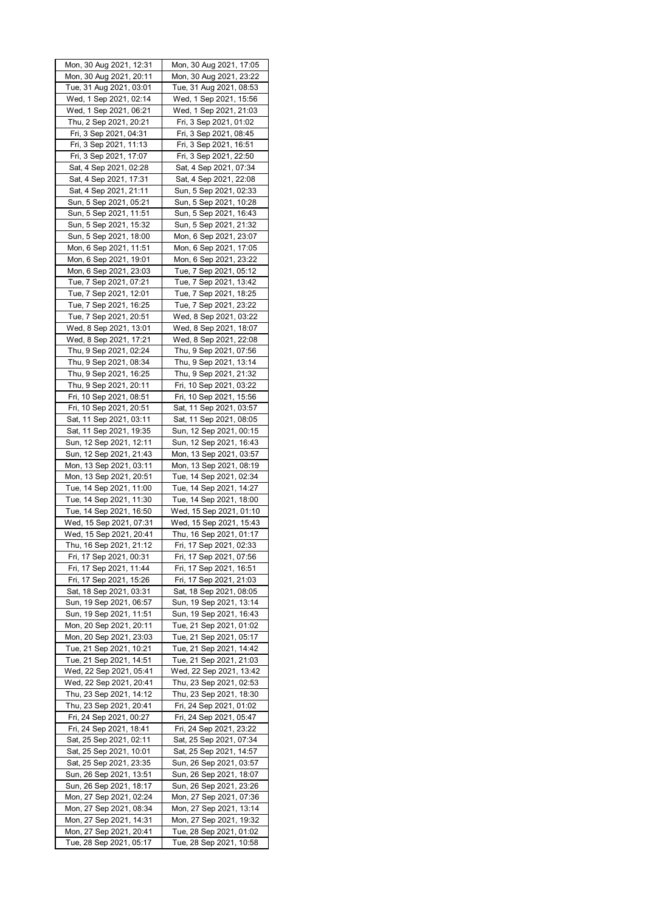| Mon, 30 Aug 2021, 12:31 | Mon, 30 Aug 2021, 17:05 |
|---|---|
| Mon, 30 Aug 2021, 20:11 | Mon, 30 Aug 2021, 23:22 |
| Tue, 31 Aug 2021, 03:01 | Tue, 31 Aug 2021, 08:53 |
| Wed, 1 Sep 2021, 02:14 | Wed, 1 Sep 2021, 15:56 |
| Wed, 1 Sep 2021, 06:21 | Wed, 1 Sep 2021, 21:03 |
| Thu, 2 Sep 2021, 20:21 | Fri, 3 Sep 2021, 01:02 |
| Fri, 3 Sep 2021, 04:31 | Fri, 3 Sep 2021, 08:45 |
| Fri, 3 Sep 2021, 11:13 | Fri, 3 Sep 2021, 16:51 |
| Fri, 3 Sep 2021, 17:07 | Fri, 3 Sep 2021, 22:50 |
| Sat, 4 Sep 2021, 02:28 | Sat, 4 Sep 2021, 07:34 |
| Sat, 4 Sep 2021, 17:31 | Sat, 4 Sep 2021, 22:08 |
| Sat, 4 Sep 2021, 21:11 | Sun, 5 Sep 2021, 02:33 |
| Sun, 5 Sep 2021, 05:21 | Sun, 5 Sep 2021, 10:28 |
| Sun, 5 Sep 2021, 11:51 | Sun, 5 Sep 2021, 16:43 |
| Sun, 5 Sep 2021, 15:32 | Sun, 5 Sep 2021, 21:32 |
| Sun, 5 Sep 2021, 18:00 | Mon, 6 Sep 2021, 23:07 |
| Mon, 6 Sep 2021, 11:51 | Mon, 6 Sep 2021, 17:05 |
| Mon, 6 Sep 2021, 19:01 | Mon, 6 Sep 2021, 23:22 |
| Mon, 6 Sep 2021, 23:03 | Tue, 7 Sep 2021, 05:12 |
| Tue, 7 Sep 2021, 07:21 | Tue, 7 Sep 2021, 13:42 |
| Tue, 7 Sep 2021, 12:01 | Tue, 7 Sep 2021, 18:25 |
| Tue, 7 Sep 2021, 16:25 | Tue, 7 Sep 2021, 23:22 |
| Tue, 7 Sep 2021, 20:51 | Wed, 8 Sep 2021, 03:22 |
| Wed, 8 Sep 2021, 13:01 | Wed, 8 Sep 2021, 18:07 |
| Wed, 8 Sep 2021, 17:21 | Wed, 8 Sep 2021, 22:08 |
| Thu, 9 Sep 2021, 02:24 | Thu, 9 Sep 2021, 07:56 |
| Thu, 9 Sep 2021, 08:34 | Thu, 9 Sep 2021, 13:14 |
| Thu, 9 Sep 2021, 16:25 | Thu, 9 Sep 2021, 21:32 |
| Thu, 9 Sep 2021, 20:11 | Fri, 10 Sep 2021, 03:22 |
| Fri, 10 Sep 2021, 08:51 | Fri, 10 Sep 2021, 15:56 |
| Fri, 10 Sep 2021, 20:51 | Sat, 11 Sep 2021, 03:57 |
| Sat, 11 Sep 2021, 03:11 | Sat, 11 Sep 2021, 08:05 |
| Sat, 11 Sep 2021, 19:35 | Sun, 12 Sep 2021, 00:15 |
| Sun, 12 Sep 2021, 12:11 | Sun, 12 Sep 2021, 16:43 |
| Sun, 12 Sep 2021, 21:43 | Mon, 13 Sep 2021, 03:57 |
| Mon, 13 Sep 2021, 03:11 | Mon, 13 Sep 2021, 08:19 |
| Mon, 13 Sep 2021, 20:51 | Tue, 14 Sep 2021, 02:34 |
| Tue, 14 Sep 2021, 11:00 | Tue, 14 Sep 2021, 14:27 |
| Tue, 14 Sep 2021, 11:30 | Tue, 14 Sep 2021, 18:00 |
| Tue, 14 Sep 2021, 16:50 | Wed, 15 Sep 2021, 01:10 |
| Wed, 15 Sep 2021, 07:31 | Wed, 15 Sep 2021, 15:43 |
| Wed, 15 Sep 2021, 20:41 | Thu, 16 Sep 2021, 01:17 |
| Thu, 16 Sep 2021, 21:12 | Fri, 17 Sep 2021, 02:33 |
| Fri, 17 Sep 2021, 00:31 | Fri, 17 Sep 2021, 07:56 |
| Fri, 17 Sep 2021, 11:44 | Fri, 17 Sep 2021, 16:51 |
| Fri, 17 Sep 2021, 15:26 | Fri, 17 Sep 2021, 21:03 |
| Sat, 18 Sep 2021, 03:31 | Sat, 18 Sep 2021, 08:05 |
| Sun, 19 Sep 2021, 06:57 | Sun, 19 Sep 2021, 13:14 |
| Sun, 19 Sep 2021, 11:51 | Sun, 19 Sep 2021, 16:43 |
| Mon, 20 Sep 2021, 20:11 | Tue, 21 Sep 2021, 01:02 |
| Mon, 20 Sep 2021, 23:03 | Tue, 21 Sep 2021, 05:17 |
| Tue, 21 Sep 2021, 10:21 | Tue, 21 Sep 2021, 14:42 |
| Tue, 21 Sep 2021, 14:51 | Tue, 21 Sep 2021, 21:03 |
| Wed, 22 Sep 2021, 05:41 | Wed, 22 Sep 2021, 13:42 |
| Wed, 22 Sep 2021, 20:41 | Thu, 23 Sep 2021, 02:53 |
| Thu, 23 Sep 2021, 14:12 | Thu, 23 Sep 2021, 18:30 |
| Thu, 23 Sep 2021, 20:41 | Fri, 24 Sep 2021, 01:02 |
| Fri, 24 Sep 2021, 00:27 | Fri, 24 Sep 2021, 05:47 |
| Fri, 24 Sep 2021, 18:41 | Fri, 24 Sep 2021, 23:22 |
| Sat, 25 Sep 2021, 02:11 | Sat, 25 Sep 2021, 07:34 |
| Sat, 25 Sep 2021, 10:01 | Sat, 25 Sep 2021, 14:57 |
| Sat, 25 Sep 2021, 23:35 | Sun, 26 Sep 2021, 03:57 |
| Sun, 26 Sep 2021, 13:51 | Sun, 26 Sep 2021, 18:07 |
| Sun, 26 Sep 2021, 18:17 | Sun, 26 Sep 2021, 23:26 |
| Mon, 27 Sep 2021, 02:24 | Mon, 27 Sep 2021, 07:36 |
| Mon, 27 Sep 2021, 08:34 | Mon, 27 Sep 2021, 13:14 |
| Mon, 27 Sep 2021, 14:31 | Mon, 27 Sep 2021, 19:32 |
| Mon, 27 Sep 2021, 20:41 | Tue, 28 Sep 2021, 01:02 |
| Tue, 28 Sep 2021, 05:17 | Tue, 28 Sep 2021, 10:58 |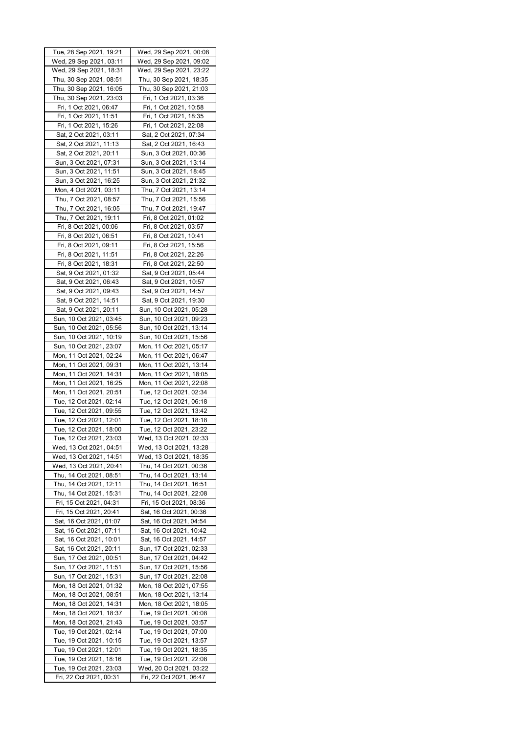| Tue, 28 Sep 2021, 19:21 | Wed, 29 Sep 2021, 00:08 |
|---|---|
| Wed, 29 Sep 2021, 03:11 | Wed, 29 Sep 2021, 09:02 |
| Wed, 29 Sep 2021, 18:31 | Wed, 29 Sep 2021, 23:22 |
| Thu, 30 Sep 2021, 08:51 | Thu, 30 Sep 2021, 18:35 |
| Thu, 30 Sep 2021, 16:05 | Thu, 30 Sep 2021, 21:03 |
| Thu, 30 Sep 2021, 23:03 | Fri, 1 Oct 2021, 03:36 |
| Fri, 1 Oct 2021, 06:47 | Fri, 1 Oct 2021, 10:58 |
| Fri, 1 Oct 2021, 11:51 | Fri, 1 Oct 2021, 18:35 |
| Fri, 1 Oct 2021, 15:26 | Fri, 1 Oct 2021, 22:08 |
| Sat, 2 Oct 2021, 03:11 | Sat, 2 Oct 2021, 07:34 |
| Sat, 2 Oct 2021, 11:13 | Sat, 2 Oct 2021, 16:43 |
| Sat, 2 Oct 2021, 20:11 | Sun, 3 Oct 2021, 00:36 |
| Sun, 3 Oct 2021, 07:31 | Sun, 3 Oct 2021, 13:14 |
| Sun, 3 Oct 2021, 11:51 | Sun, 3 Oct 2021, 18:45 |
| Sun, 3 Oct 2021, 16:25 | Sun, 3 Oct 2021, 21:32 |
| Mon, 4 Oct 2021, 03:11 | Thu, 7 Oct 2021, 13:14 |
| Thu, 7 Oct 2021, 08:57 | Thu, 7 Oct 2021, 15:56 |
| Thu, 7 Oct 2021, 16:05 | Thu, 7 Oct 2021, 19:47 |
| Thu, 7 Oct 2021, 19:11 | Fri, 8 Oct 2021, 01:02 |
| Fri, 8 Oct 2021, 00:06 | Fri, 8 Oct 2021, 03:57 |
| Fri, 8 Oct 2021, 06:51 | Fri, 8 Oct 2021, 10:41 |
| Fri, 8 Oct 2021, 09:11 | Fri, 8 Oct 2021, 15:56 |
| Fri, 8 Oct 2021, 11:51 | Fri, 8 Oct 2021, 22:26 |
| Fri, 8 Oct 2021, 18:31 | Fri, 8 Oct 2021, 22:50 |
| Sat, 9 Oct 2021, 01:32 | Sat, 9 Oct 2021, 05:44 |
| Sat, 9 Oct 2021, 06:43 | Sat, 9 Oct 2021, 10:57 |
| Sat, 9 Oct 2021, 09:43 | Sat, 9 Oct 2021, 14:57 |
| Sat, 9 Oct 2021, 14:51 | Sat, 9 Oct 2021, 19:30 |
| Sat, 9 Oct 2021, 20:11 | Sun, 10 Oct 2021, 05:28 |
| Sun, 10 Oct 2021, 03:45 | Sun, 10 Oct 2021, 09:23 |
| Sun, 10 Oct 2021, 05:56 | Sun, 10 Oct 2021, 13:14 |
| Sun, 10 Oct 2021, 10:19 | Sun, 10 Oct 2021, 15:56 |
| Sun, 10 Oct 2021, 23:07 | Mon, 11 Oct 2021, 05:17 |
| Mon, 11 Oct 2021, 02:24 | Mon, 11 Oct 2021, 06:47 |
| Mon, 11 Oct 2021, 09:31 | Mon, 11 Oct 2021, 13:14 |
| Mon, 11 Oct 2021, 14:31 | Mon, 11 Oct 2021, 18:05 |
| Mon, 11 Oct 2021, 16:25 | Mon, 11 Oct 2021, 22:08 |
| Mon, 11 Oct 2021, 20:51 | Tue, 12 Oct 2021, 02:34 |
| Tue, 12 Oct 2021, 02:14 | Tue, 12 Oct 2021, 06:18 |
| Tue, 12 Oct 2021, 09:55 | Tue, 12 Oct 2021, 13:42 |
| Tue, 12 Oct 2021, 12:01 | Tue, 12 Oct 2021, 18:18 |
| Tue, 12 Oct 2021, 18:00 | Tue, 12 Oct 2021, 23:22 |
| Tue, 12 Oct 2021, 23:03 | Wed, 13 Oct 2021, 02:33 |
| Wed, 13 Oct 2021, 04:51 | Wed, 13 Oct 2021, 13:28 |
| Wed, 13 Oct 2021, 14:51 | Wed, 13 Oct 2021, 18:35 |
| Wed, 13 Oct 2021, 20:41 | Thu, 14 Oct 2021, 00:36 |
| Thu, 14 Oct 2021, 08:51 | Thu, 14 Oct 2021, 13:14 |
| Thu, 14 Oct 2021, 12:11 | Thu, 14 Oct 2021, 16:51 |
| Thu, 14 Oct 2021, 15:31 | Thu, 14 Oct 2021, 22:08 |
| Fri, 15 Oct 2021, 04:31 | Fri, 15 Oct 2021, 08:36 |
| Fri, 15 Oct 2021, 20:41 | Sat, 16 Oct 2021, 00:36 |
| Sat, 16 Oct 2021, 01:07 | Sat, 16 Oct 2021, 04:54 |
| Sat, 16 Oct 2021, 07:11 | Sat, 16 Oct 2021, 10:42 |
| Sat, 16 Oct 2021, 10:01 | Sat, 16 Oct 2021, 14:57 |
| Sat, 16 Oct 2021, 20:11 | Sun, 17 Oct 2021, 02:33 |
| Sun, 17 Oct 2021, 00:51 | Sun, 17 Oct 2021, 04:42 |
| Sun, 17 Oct 2021, 11:51 | Sun, 17 Oct 2021, 15:56 |
| Sun, 17 Oct 2021, 15:31 | Sun, 17 Oct 2021, 22:08 |
| Mon, 18 Oct 2021, 01:32 | Mon, 18 Oct 2021, 07:55 |
| Mon, 18 Oct 2021, 08:51 | Mon, 18 Oct 2021, 13:14 |
| Mon, 18 Oct 2021, 14:31 | Mon, 18 Oct 2021, 18:05 |
| Mon, 18 Oct 2021, 18:37 | Tue, 19 Oct 2021, 00:08 |
| Mon, 18 Oct 2021, 21:43 | Tue, 19 Oct 2021, 03:57 |
| Tue, 19 Oct 2021, 02:14 | Tue, 19 Oct 2021, 07:00 |
| Tue, 19 Oct 2021, 10:15 | Tue, 19 Oct 2021, 13:57 |
| Tue, 19 Oct 2021, 12:01 | Tue, 19 Oct 2021, 18:35 |
| Tue, 19 Oct 2021, 18:16 | Tue, 19 Oct 2021, 22:08 |
| Tue, 19 Oct 2021, 23:03 | Wed, 20 Oct 2021, 03:22 |
| Fri, 22 Oct 2021, 00:31 | Fri, 22 Oct 2021, 06:47 |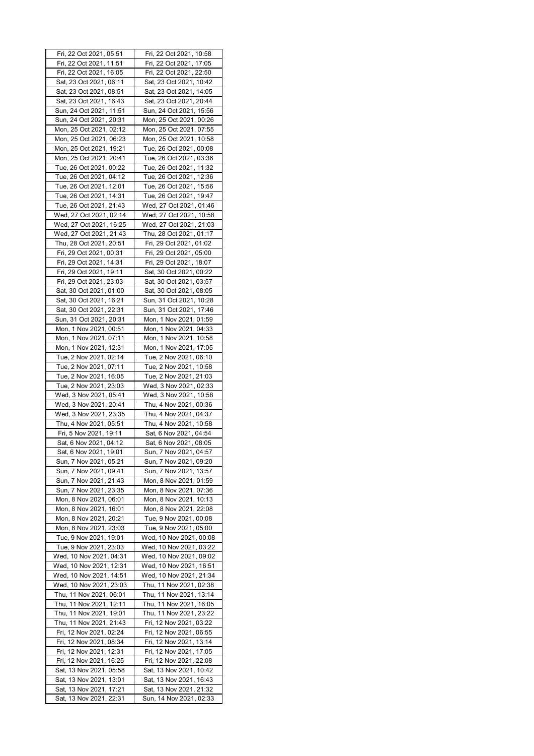| Fri, 22 Oct 2021, 05:51 | Fri, 22 Oct 2021, 10:58 |
|---|---|
| Fri, 22 Oct 2021, 11:51 | Fri, 22 Oct 2021, 17:05 |
| Fri, 22 Oct 2021, 16:05 | Fri, 22 Oct 2021, 22:50 |
| Sat, 23 Oct 2021, 06:11 | Sat, 23 Oct 2021, 10:42 |
| Sat, 23 Oct 2021, 08:51 | Sat, 23 Oct 2021, 14:05 |
| Sat, 23 Oct 2021, 16:43 | Sat, 23 Oct 2021, 20:44 |
| Sun, 24 Oct 2021, 11:51 | Sun, 24 Oct 2021, 15:56 |
| Sun, 24 Oct 2021, 20:31 | Mon, 25 Oct 2021, 00:26 |
| Mon, 25 Oct 2021, 02:12 | Mon, 25 Oct 2021, 07:55 |
| Mon, 25 Oct 2021, 06:23 | Mon, 25 Oct 2021, 10:58 |
| Mon, 25 Oct 2021, 19:21 | Tue, 26 Oct 2021, 00:08 |
| Mon, 25 Oct 2021, 20:41 | Tue, 26 Oct 2021, 03:36 |
| Tue, 26 Oct 2021, 00:22 | Tue, 26 Oct 2021, 11:32 |
| Tue, 26 Oct 2021, 04:12 | Tue, 26 Oct 2021, 12:36 |
| Tue, 26 Oct 2021, 12:01 | Tue, 26 Oct 2021, 15:56 |
| Tue, 26 Oct 2021, 14:31 | Tue, 26 Oct 2021, 19:47 |
| Tue, 26 Oct 2021, 21:43 | Wed, 27 Oct 2021, 01:46 |
| Wed, 27 Oct 2021, 02:14 | Wed, 27 Oct 2021, 10:58 |
| Wed, 27 Oct 2021, 16:25 | Wed, 27 Oct 2021, 21:03 |
| Wed, 27 Oct 2021, 21:43 | Thu, 28 Oct 2021, 01:17 |
| Thu, 28 Oct 2021, 20:51 | Fri, 29 Oct 2021, 01:02 |
| Fri, 29 Oct 2021, 00:31 | Fri, 29 Oct 2021, 05:00 |
| Fri, 29 Oct 2021, 14:31 | Fri, 29 Oct 2021, 18:07 |
| Fri, 29 Oct 2021, 19:11 | Sat, 30 Oct 2021, 00:22 |
| Fri, 29 Oct 2021, 23:03 | Sat, 30 Oct 2021, 03:57 |
| Sat, 30 Oct 2021, 01:00 | Sat, 30 Oct 2021, 08:05 |
| Sat, 30 Oct 2021, 16:21 | Sun, 31 Oct 2021, 10:28 |
| Sat, 30 Oct 2021, 22:31 | Sun, 31 Oct 2021, 17:46 |
| Sun, 31 Oct 2021, 20:31 | Mon, 1 Nov 2021, 01:59 |
| Mon, 1 Nov 2021, 00:51 | Mon, 1 Nov 2021, 04:33 |
| Mon, 1 Nov 2021, 07:11 | Mon, 1 Nov 2021, 10:58 |
| Mon, 1 Nov 2021, 12:31 | Mon, 1 Nov 2021, 17:05 |
| Tue, 2 Nov 2021, 02:14 | Tue, 2 Nov 2021, 06:10 |
| Tue, 2 Nov 2021, 07:11 | Tue, 2 Nov 2021, 10:58 |
| Tue, 2 Nov 2021, 16:05 | Tue, 2 Nov 2021, 21:03 |
| Tue, 2 Nov 2021, 23:03 | Wed, 3 Nov 2021, 02:33 |
| Wed, 3 Nov 2021, 05:41 | Wed, 3 Nov 2021, 10:58 |
| Wed, 3 Nov 2021, 20:41 | Thu, 4 Nov 2021, 00:36 |
| Wed, 3 Nov 2021, 23:35 | Thu, 4 Nov 2021, 04:37 |
| Thu, 4 Nov 2021, 05:51 | Thu, 4 Nov 2021, 10:58 |
| Fri, 5 Nov 2021, 19:11 | Sat, 6 Nov 2021, 04:54 |
| Sat, 6 Nov 2021, 04:12 | Sat, 6 Nov 2021, 08:05 |
| Sat, 6 Nov 2021, 19:01 | Sun, 7 Nov 2021, 04:57 |
| Sun, 7 Nov 2021, 05:21 | Sun, 7 Nov 2021, 09:20 |
| Sun, 7 Nov 2021, 09:41 | Sun, 7 Nov 2021, 13:57 |
| Sun, 7 Nov 2021, 21:43 | Mon, 8 Nov 2021, 01:59 |
| Sun, 7 Nov 2021, 23:35 | Mon, 8 Nov 2021, 07:36 |
| Mon, 8 Nov 2021, 06:01 | Mon, 8 Nov 2021, 10:13 |
| Mon, 8 Nov 2021, 16:01 | Mon, 8 Nov 2021, 22:08 |
| Mon, 8 Nov 2021, 20:21 | Tue, 9 Nov 2021, 00:08 |
| Mon, 8 Nov 2021, 23:03 | Tue, 9 Nov 2021, 05:00 |
| Tue, 9 Nov 2021, 19:01 | Wed, 10 Nov 2021, 00:08 |
| Tue, 9 Nov 2021, 23:03 | Wed, 10 Nov 2021, 03:22 |
| Wed, 10 Nov 2021, 04:31 | Wed, 10 Nov 2021, 09:02 |
| Wed, 10 Nov 2021, 12:31 | Wed, 10 Nov 2021, 16:51 |
| Wed, 10 Nov 2021, 14:51 | Wed, 10 Nov 2021, 21:34 |
| Wed, 10 Nov 2021, 23:03 | Thu, 11 Nov 2021, 02:38 |
| Thu, 11 Nov 2021, 06:01 | Thu, 11 Nov 2021, 13:14 |
| Thu, 11 Nov 2021, 12:11 | Thu, 11 Nov 2021, 16:05 |
| Thu, 11 Nov 2021, 19:01 | Thu, 11 Nov 2021, 23:22 |
| Thu, 11 Nov 2021, 21:43 | Fri, 12 Nov 2021, 03:22 |
| Fri, 12 Nov 2021, 02:24 | Fri, 12 Nov 2021, 06:55 |
| Fri, 12 Nov 2021, 08:34 | Fri, 12 Nov 2021, 13:14 |
| Fri, 12 Nov 2021, 12:31 | Fri, 12 Nov 2021, 17:05 |
| Fri, 12 Nov 2021, 16:25 | Fri, 12 Nov 2021, 22:08 |
| Sat, 13 Nov 2021, 05:58 | Sat, 13 Nov 2021, 10:42 |
| Sat, 13 Nov 2021, 13:01 | Sat, 13 Nov 2021, 16:43 |
| Sat, 13 Nov 2021, 17:21 | Sat, 13 Nov 2021, 21:32 |
| Sat, 13 Nov 2021, 22:31 | Sun, 14 Nov 2021, 02:33 |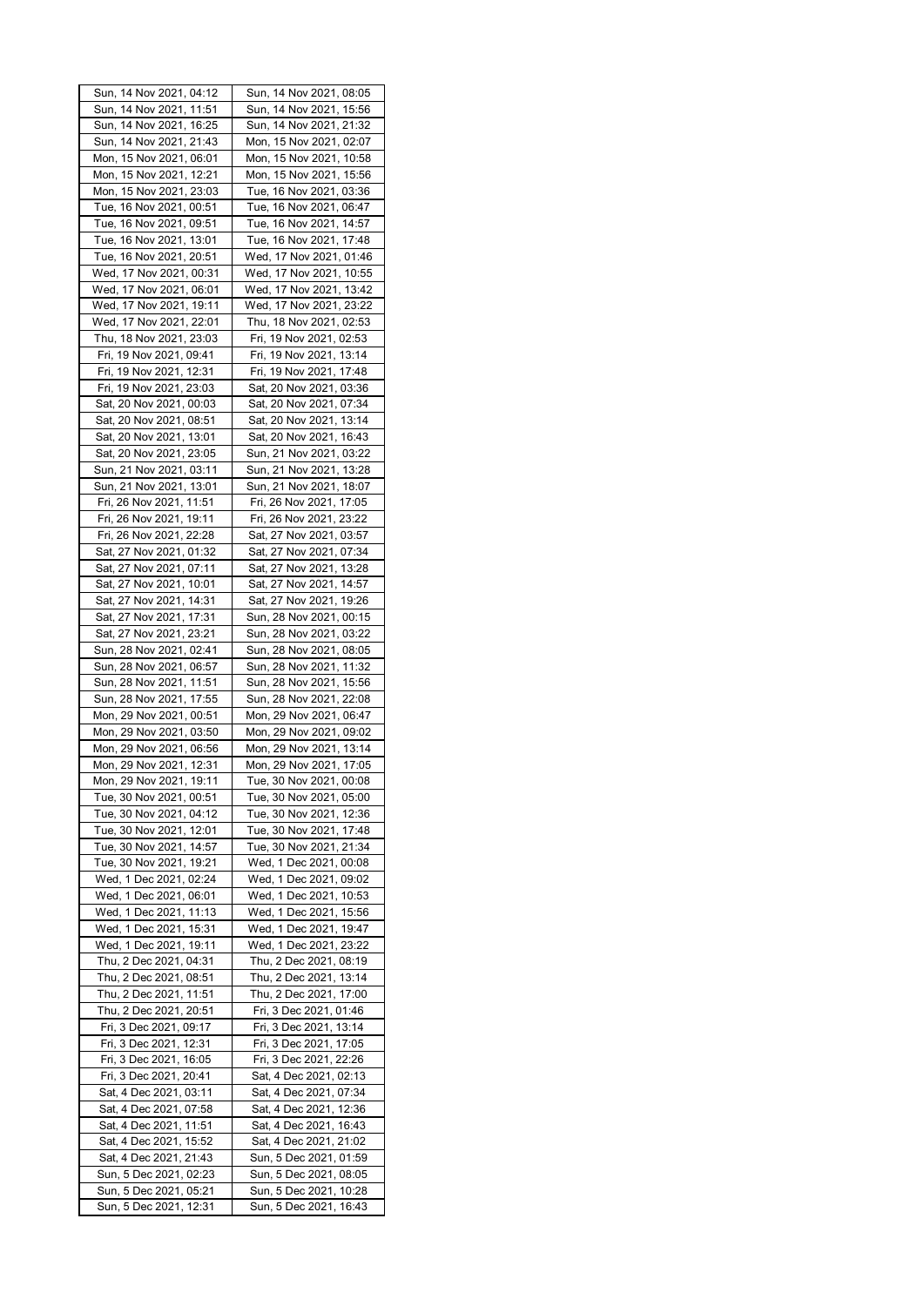| Sun, 14 Nov 2021, 04:12 | Sun, 14 Nov 2021, 08:05 |
|---|---|
| Sun, 14 Nov 2021, 11:51 | Sun, 14 Nov 2021, 15:56 |
| Sun, 14 Nov 2021, 16:25 | Sun, 14 Nov 2021, 21:32 |
| Sun, 14 Nov 2021, 21:43 | Mon, 15 Nov 2021, 02:07 |
| Mon, 15 Nov 2021, 06:01 | Mon, 15 Nov 2021, 10:58 |
| Mon, 15 Nov 2021, 12:21 | Mon, 15 Nov 2021, 15:56 |
| Mon, 15 Nov 2021, 23:03 | Tue, 16 Nov 2021, 03:36 |
| Tue, 16 Nov 2021, 00:51 | Tue, 16 Nov 2021, 06:47 |
| Tue, 16 Nov 2021, 09:51 | Tue, 16 Nov 2021, 14:57 |
| Tue, 16 Nov 2021, 13:01 | Tue, 16 Nov 2021, 17:48 |
| Tue, 16 Nov 2021, 20:51 | Wed, 17 Nov 2021, 01:46 |
| Wed, 17 Nov 2021, 00:31 | Wed, 17 Nov 2021, 10:55 |
| Wed, 17 Nov 2021, 06:01 | Wed, 17 Nov 2021, 13:42 |
| Wed, 17 Nov 2021, 19:11 | Wed, 17 Nov 2021, 23:22 |
| Wed, 17 Nov 2021, 22:01 | Thu, 18 Nov 2021, 02:53 |
| Thu, 18 Nov 2021, 23:03 | Fri, 19 Nov 2021, 02:53 |
| Fri, 19 Nov 2021, 09:41 | Fri, 19 Nov 2021, 13:14 |
| Fri, 19 Nov 2021, 12:31 | Fri, 19 Nov 2021, 17:48 |
| Fri, 19 Nov 2021, 23:03 | Sat, 20 Nov 2021, 03:36 |
| Sat, 20 Nov 2021, 00:03 | Sat, 20 Nov 2021, 07:34 |
| Sat, 20 Nov 2021, 08:51 | Sat, 20 Nov 2021, 13:14 |
| Sat, 20 Nov 2021, 13:01 | Sat, 20 Nov 2021, 16:43 |
| Sat, 20 Nov 2021, 23:05 | Sun, 21 Nov 2021, 03:22 |
| Sun, 21 Nov 2021, 03:11 | Sun, 21 Nov 2021, 13:28 |
| Sun, 21 Nov 2021, 13:01 | Sun, 21 Nov 2021, 18:07 |
| Fri, 26 Nov 2021, 11:51 | Fri, 26 Nov 2021, 17:05 |
| Fri, 26 Nov 2021, 19:11 | Fri, 26 Nov 2021, 23:22 |
| Fri, 26 Nov 2021, 22:28 | Sat, 27 Nov 2021, 03:57 |
| Sat, 27 Nov 2021, 01:32 | Sat, 27 Nov 2021, 07:34 |
| Sat, 27 Nov 2021, 07:11 | Sat, 27 Nov 2021, 13:28 |
| Sat, 27 Nov 2021, 10:01 | Sat, 27 Nov 2021, 14:57 |
| Sat, 27 Nov 2021, 14:31 | Sat, 27 Nov 2021, 19:26 |
| Sat, 27 Nov 2021, 17:31 | Sun, 28 Nov 2021, 00:15 |
| Sat, 27 Nov 2021, 23:21 | Sun, 28 Nov 2021, 03:22 |
| Sun, 28 Nov 2021, 02:41 | Sun, 28 Nov 2021, 08:05 |
| Sun, 28 Nov 2021, 06:57 | Sun, 28 Nov 2021, 11:32 |
| Sun, 28 Nov 2021, 11:51 | Sun, 28 Nov 2021, 15:56 |
| Sun, 28 Nov 2021, 17:55 | Sun, 28 Nov 2021, 22:08 |
| Mon, 29 Nov 2021, 00:51 | Mon, 29 Nov 2021, 06:47 |
| Mon, 29 Nov 2021, 03:50 | Mon, 29 Nov 2021, 09:02 |
| Mon, 29 Nov 2021, 06:56 | Mon, 29 Nov 2021, 13:14 |
| Mon, 29 Nov 2021, 12:31 | Mon, 29 Nov 2021, 17:05 |
| Mon, 29 Nov 2021, 19:11 | Tue, 30 Nov 2021, 00:08 |
| Tue, 30 Nov 2021, 00:51 | Tue, 30 Nov 2021, 05:00 |
| Tue, 30 Nov 2021, 04:12 | Tue, 30 Nov 2021, 12:36 |
| Tue, 30 Nov 2021, 12:01 | Tue, 30 Nov 2021, 17:48 |
| Tue, 30 Nov 2021, 14:57 | Tue, 30 Nov 2021, 21:34 |
| Tue, 30 Nov 2021, 19:21 | Wed, 1 Dec 2021, 00:08 |
| Wed, 1 Dec 2021, 02:24 | Wed, 1 Dec 2021, 09:02 |
| Wed, 1 Dec 2021, 06:01 | Wed, 1 Dec 2021, 10:53 |
| Wed, 1 Dec 2021, 11:13 | Wed, 1 Dec 2021, 15:56 |
| Wed, 1 Dec 2021, 15:31 | Wed, 1 Dec 2021, 19:47 |
| Wed, 1 Dec 2021, 19:11 | Wed, 1 Dec 2021, 23:22 |
| Thu, 2 Dec 2021, 04:31 | Thu, 2 Dec 2021, 08:19 |
| Thu, 2 Dec 2021, 08:51 | Thu, 2 Dec 2021, 13:14 |
| Thu, 2 Dec 2021, 11:51 | Thu, 2 Dec 2021, 17:00 |
| Thu, 2 Dec 2021, 20:51 | Fri, 3 Dec 2021, 01:46 |
| Fri, 3 Dec 2021, 09:17 | Fri, 3 Dec 2021, 13:14 |
| Fri, 3 Dec 2021, 12:31 | Fri, 3 Dec 2021, 17:05 |
| Fri, 3 Dec 2021, 16:05 | Fri, 3 Dec 2021, 22:26 |
| Fri, 3 Dec 2021, 20:41 | Sat, 4 Dec 2021, 02:13 |
| Sat, 4 Dec 2021, 03:11 | Sat, 4 Dec 2021, 07:34 |
| Sat, 4 Dec 2021, 07:58 | Sat, 4 Dec 2021, 12:36 |
| Sat, 4 Dec 2021, 11:51 | Sat, 4 Dec 2021, 16:43 |
| Sat, 4 Dec 2021, 15:52 | Sat, 4 Dec 2021, 21:02 |
| Sat, 4 Dec 2021, 21:43 | Sun, 5 Dec 2021, 01:59 |
| Sun, 5 Dec 2021, 02:23 | Sun, 5 Dec 2021, 08:05 |
| Sun, 5 Dec 2021, 05:21 | Sun, 5 Dec 2021, 10:28 |
| Sun, 5 Dec 2021, 12:31 | Sun, 5 Dec 2021, 16:43 |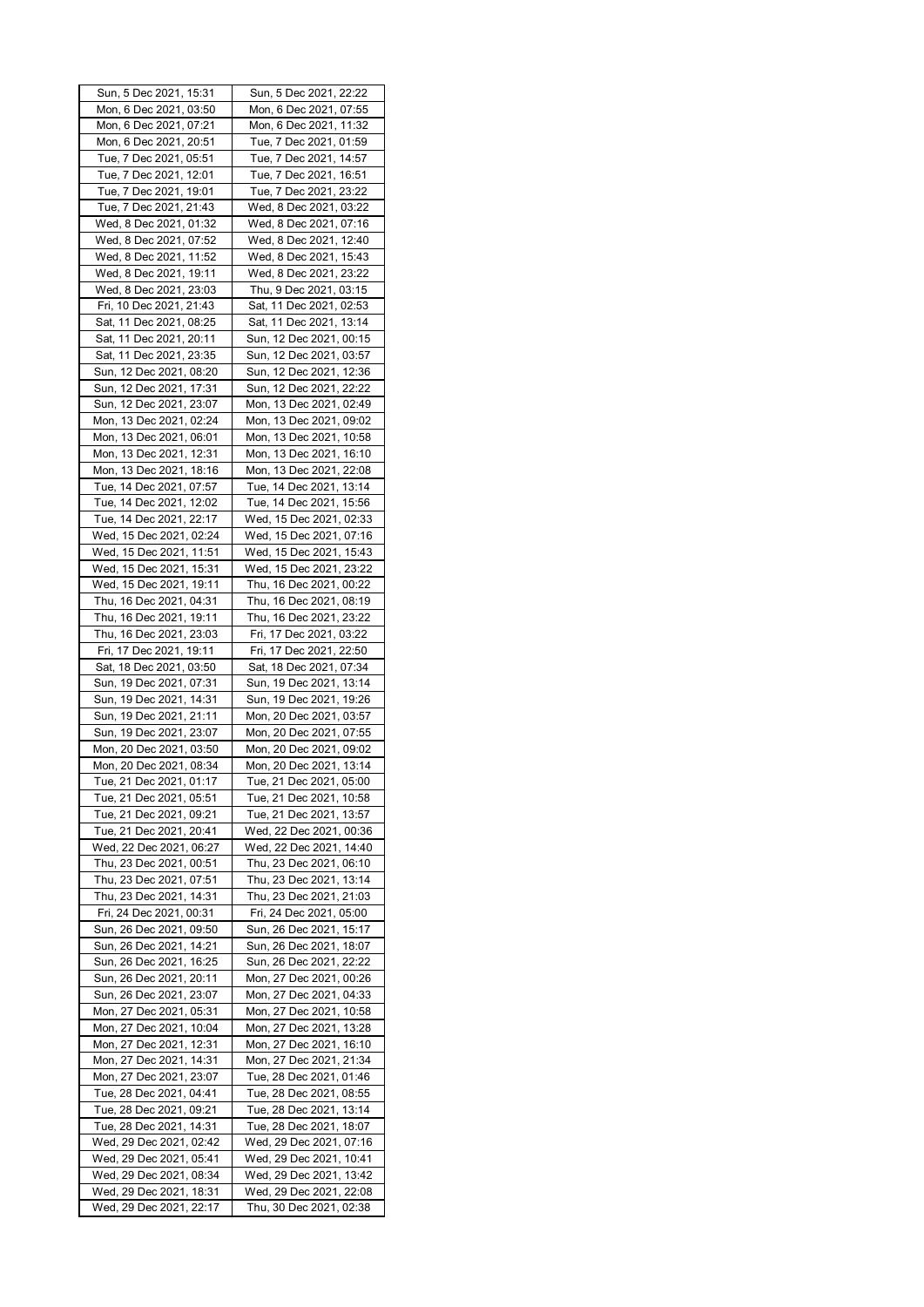| Sun, 5 Dec 2021, 15:31 | Sun, 5 Dec 2021, 22:22 |
|---|---|
| Mon, 6 Dec 2021, 03:50 | Mon, 6 Dec 2021, 07:55 |
| Mon, 6 Dec 2021, 07:21 | Mon, 6 Dec 2021, 11:32 |
| Mon, 6 Dec 2021, 20:51 | Tue, 7 Dec 2021, 01:59 |
| Tue, 7 Dec 2021, 05:51 | Tue, 7 Dec 2021, 14:57 |
| Tue, 7 Dec 2021, 12:01 | Tue, 7 Dec 2021, 16:51 |
| Tue, 7 Dec 2021, 19:01 | Tue, 7 Dec 2021, 23:22 |
| Tue, 7 Dec 2021, 21:43 | Wed, 8 Dec 2021, 03:22 |
| Wed, 8 Dec 2021, 01:32 | Wed, 8 Dec 2021, 07:16 |
| Wed, 8 Dec 2021, 07:52 | Wed, 8 Dec 2021, 12:40 |
| Wed, 8 Dec 2021, 11:52 | Wed, 8 Dec 2021, 15:43 |
| Wed, 8 Dec 2021, 19:11 | Wed, 8 Dec 2021, 23:22 |
| Wed, 8 Dec 2021, 23:03 | Thu, 9 Dec 2021, 03:15 |
| Fri, 10 Dec 2021, 21:43 | Sat, 11 Dec 2021, 02:53 |
| Sat, 11 Dec 2021, 08:25 | Sat, 11 Dec 2021, 13:14 |
| Sat, 11 Dec 2021, 20:11 | Sun, 12 Dec 2021, 00:15 |
| Sat, 11 Dec 2021, 23:35 | Sun, 12 Dec 2021, 03:57 |
| Sun, 12 Dec 2021, 08:20 | Sun, 12 Dec 2021, 12:36 |
| Sun, 12 Dec 2021, 17:31 | Sun, 12 Dec 2021, 22:22 |
| Sun, 12 Dec 2021, 23:07 | Mon, 13 Dec 2021, 02:49 |
| Mon, 13 Dec 2021, 02:24 | Mon, 13 Dec 2021, 09:02 |
| Mon, 13 Dec 2021, 06:01 | Mon, 13 Dec 2021, 10:58 |
| Mon, 13 Dec 2021, 12:31 | Mon, 13 Dec 2021, 16:10 |
| Mon, 13 Dec 2021, 18:16 | Mon, 13 Dec 2021, 22:08 |
| Tue, 14 Dec 2021, 07:57 | Tue, 14 Dec 2021, 13:14 |
| Tue, 14 Dec 2021, 12:02 | Tue, 14 Dec 2021, 15:56 |
| Tue, 14 Dec 2021, 22:17 | Wed, 15 Dec 2021, 02:33 |
| Wed, 15 Dec 2021, 02:24 | Wed, 15 Dec 2021, 07:16 |
| Wed, 15 Dec 2021, 11:51 | Wed, 15 Dec 2021, 15:43 |
| Wed, 15 Dec 2021, 15:31 | Wed, 15 Dec 2021, 23:22 |
| Wed, 15 Dec 2021, 19:11 | Thu, 16 Dec 2021, 00:22 |
| Thu, 16 Dec 2021, 04:31 | Thu, 16 Dec 2021, 08:19 |
| Thu, 16 Dec 2021, 19:11 | Thu, 16 Dec 2021, 23:22 |
| Thu, 16 Dec 2021, 23:03 | Fri, 17 Dec 2021, 03:22 |
| Fri, 17 Dec 2021, 19:11 | Fri, 17 Dec 2021, 22:50 |
| Sat, 18 Dec 2021, 03:50 | Sat, 18 Dec 2021, 07:34 |
| Sun, 19 Dec 2021, 07:31 | Sun, 19 Dec 2021, 13:14 |
| Sun, 19 Dec 2021, 14:31 | Sun, 19 Dec 2021, 19:26 |
| Sun, 19 Dec 2021, 21:11 | Mon, 20 Dec 2021, 03:57 |
| Sun, 19 Dec 2021, 23:07 | Mon, 20 Dec 2021, 07:55 |
| Mon, 20 Dec 2021, 03:50 | Mon, 20 Dec 2021, 09:02 |
| Mon, 20 Dec 2021, 08:34 | Mon, 20 Dec 2021, 13:14 |
| Tue, 21 Dec 2021, 01:17 | Tue, 21 Dec 2021, 05:00 |
| Tue, 21 Dec 2021, 05:51 | Tue, 21 Dec 2021, 10:58 |
| Tue, 21 Dec 2021, 09:21 | Tue, 21 Dec 2021, 13:57 |
| Tue, 21 Dec 2021, 20:41 | Wed, 22 Dec 2021, 00:36 |
| Wed, 22 Dec 2021, 06:27 | Wed, 22 Dec 2021, 14:40 |
| Thu, 23 Dec 2021, 00:51 | Thu, 23 Dec 2021, 06:10 |
| Thu, 23 Dec 2021, 07:51 | Thu, 23 Dec 2021, 13:14 |
| Thu, 23 Dec 2021, 14:31 | Thu, 23 Dec 2021, 21:03 |
| Fri, 24 Dec 2021, 00:31 | Fri, 24 Dec 2021, 05:00 |
| Sun, 26 Dec 2021, 09:50 | Sun, 26 Dec 2021, 15:17 |
| Sun, 26 Dec 2021, 14:21 | Sun, 26 Dec 2021, 18:07 |
| Sun, 26 Dec 2021, 16:25 | Sun, 26 Dec 2021, 22:22 |
| Sun, 26 Dec 2021, 20:11 | Mon, 27 Dec 2021, 00:26 |
| Sun, 26 Dec 2021, 23:07 | Mon, 27 Dec 2021, 04:33 |
| Mon, 27 Dec 2021, 05:31 | Mon, 27 Dec 2021, 10:58 |
| Mon, 27 Dec 2021, 10:04 | Mon, 27 Dec 2021, 13:28 |
| Mon, 27 Dec 2021, 12:31 | Mon, 27 Dec 2021, 16:10 |
| Mon, 27 Dec 2021, 14:31 | Mon, 27 Dec 2021, 21:34 |
| Mon, 27 Dec 2021, 23:07 | Tue, 28 Dec 2021, 01:46 |
| Tue, 28 Dec 2021, 04:41 | Tue, 28 Dec 2021, 08:55 |
| Tue, 28 Dec 2021, 09:21 | Tue, 28 Dec 2021, 13:14 |
| Tue, 28 Dec 2021, 14:31 | Tue, 28 Dec 2021, 18:07 |
| Wed, 29 Dec 2021, 02:42 | Wed, 29 Dec 2021, 07:16 |
| Wed, 29 Dec 2021, 05:41 | Wed, 29 Dec 2021, 10:41 |
| Wed, 29 Dec 2021, 08:34 | Wed, 29 Dec 2021, 13:42 |
| Wed, 29 Dec 2021, 18:31 | Wed, 29 Dec 2021, 22:08 |
| Wed, 29 Dec 2021, 22:17 | Thu, 30 Dec 2021, 02:38 |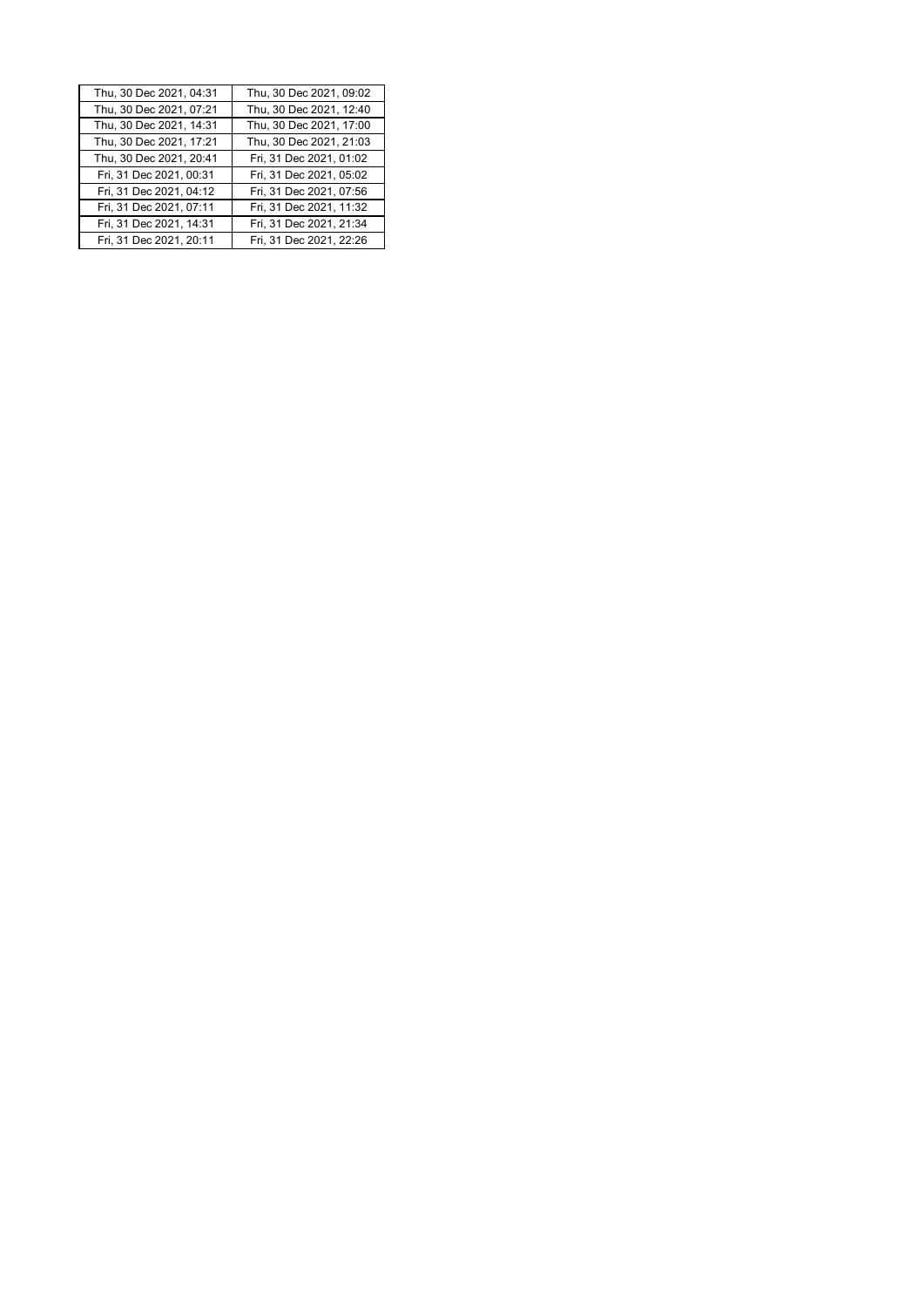| | |
|---|---|
| Thu, 30 Dec 2021, 04:31 | Thu, 30 Dec 2021, 09:02 |
| Thu, 30 Dec 2021, 07:21 | Thu, 30 Dec 2021, 12:40 |
| Thu, 30 Dec 2021, 14:31 | Thu, 30 Dec 2021, 17:00 |
| Thu, 30 Dec 2021, 17:21 | Thu, 30 Dec 2021, 21:03 |
| Thu, 30 Dec 2021, 20:41 | Fri, 31 Dec 2021, 01:02 |
| Fri, 31 Dec 2021, 00:31 | Fri, 31 Dec 2021, 05:02 |
| Fri, 31 Dec 2021, 04:12 | Fri, 31 Dec 2021, 07:56 |
| Fri, 31 Dec 2021, 07:11 | Fri, 31 Dec 2021, 11:32 |
| Fri, 31 Dec 2021, 14:31 | Fri, 31 Dec 2021, 21:34 |
| Fri, 31 Dec 2021, 20:11 | Fri, 31 Dec 2021, 22:26 |